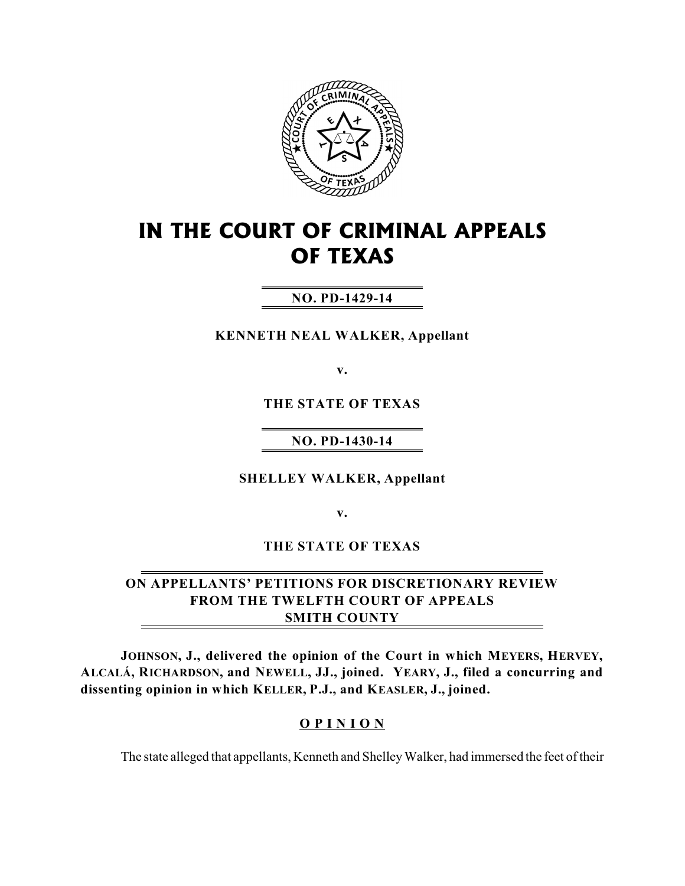# IN THE COURT OF CRIMINAL APPEALS OF TEXAS

**NO. PD-1429-14**

**KENNETH NEAL WALKER, Appellant**

**v.**

**THE STATE OF TEXAS**

**NO. PD-1430-14**

**SHELLEY WALKER, Appellant**

**v.**

**THE STATE OF TEXAS**

**ON APPELLANTS' PETITIONS FOR DISCRETIONARY REVIEW FROM THE TWELFTH COURT OF APPEALS SMITH COUNTY**

**JOHNSON, J., delivered the opinion of the Court in which MEYERS, HERVEY, ALCALÁ, RICHARDSON, and NEWELL, JJ., joined. YEARY, J., filed a concurring and dissenting opinion in which KELLER, P.J., and KEASLER, J., joined.**

## OPINION

The state alleged that appellants, Kenneth and Shelley Walker, had immersed the feet of their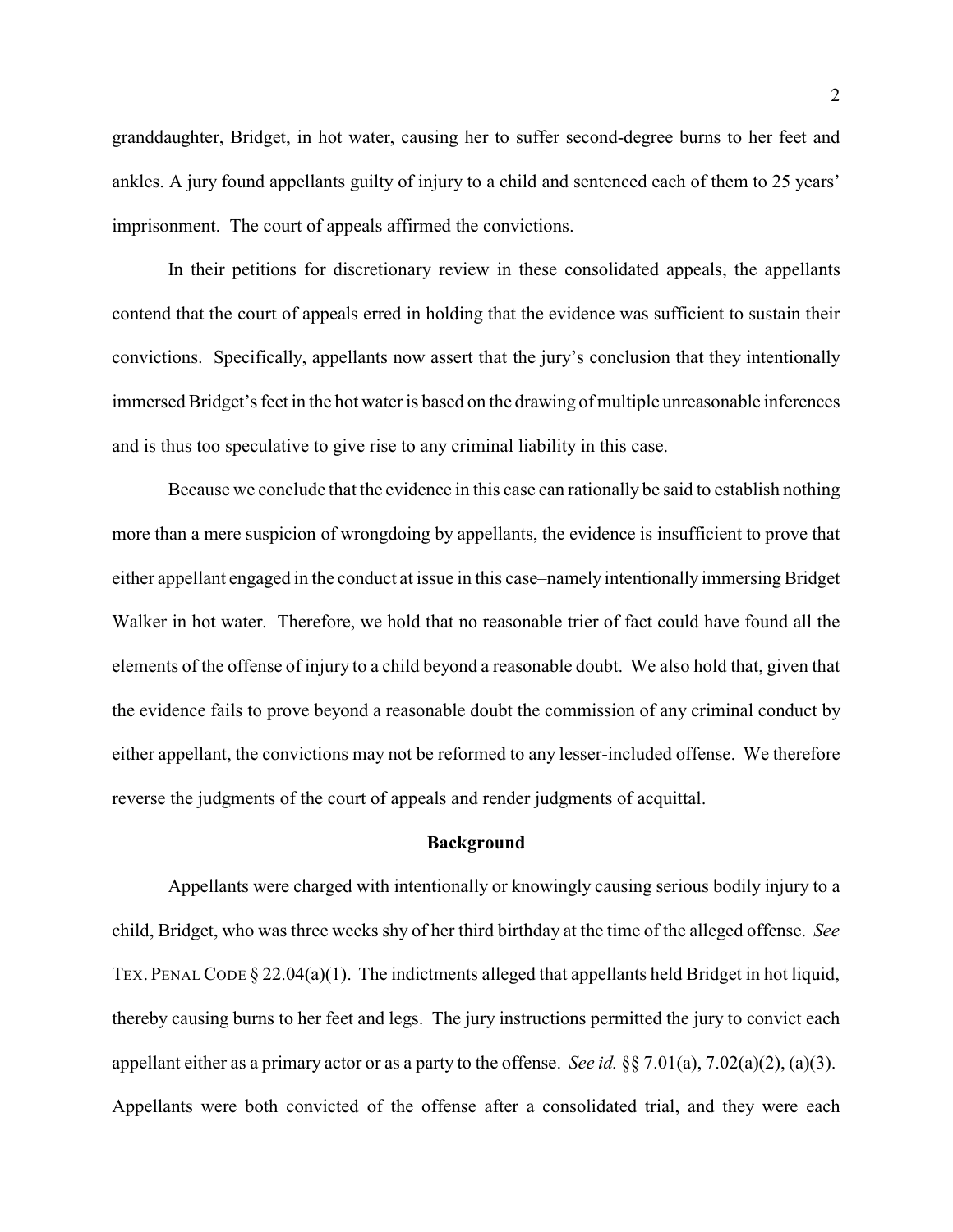granddaughter, Bridget, in hot water, causing her to suffer second-degree burns to her feet and ankles. A jury found appellants guilty of injury to a child and sentenced each of them to 25 years' imprisonment. The court of appeals affirmed the convictions.

In their petitions for discretionary review in these consolidated appeals, the appellants contend that the court of appeals erred in holding that the evidence was sufficient to sustain their convictions. Specifically, appellants now assert that the jury's conclusion that they intentionally immersed Bridget's feet in the hot water is based on the drawing of multiple unreasonable inferences and is thus too speculative to give rise to any criminal liability in this case.

Because we conclude that the evidence in this case can rationally be said to establish nothing more than a mere suspicion of wrongdoing by appellants, the evidence is insufficient to prove that either appellant engaged in the conduct at issue in this case–namely intentionally immersing Bridget Walker in hot water. Therefore, we hold that no reasonable trier of fact could have found all the elements of the offense of injury to a child beyond a reasonable doubt. We also hold that, given that the evidence fails to prove beyond a reasonable doubt the commission of any criminal conduct by either appellant, the convictions may not be reformed to any lesser-included offense. We therefore reverse the judgments of the court of appeals and render judgments of acquittal.

## Background

Appellants were charged with intentionally or knowingly causing serious bodily injury to a child, Bridget, who was three weeks shy of her third birthday at the time of the alleged offense. *See* TEX. PENAL CODE § 22.04(a)(1). The indictments alleged that appellants held Bridget in hot liquid, thereby causing burns to her feet and legs. The jury instructions permitted the jury to convict each appellant either as a primary actor or as a party to the offense. *See id.* §§ 7.01(a), 7.02(a)(2), (a)(3). Appellants were both convicted of the offense after a consolidated trial, and they were each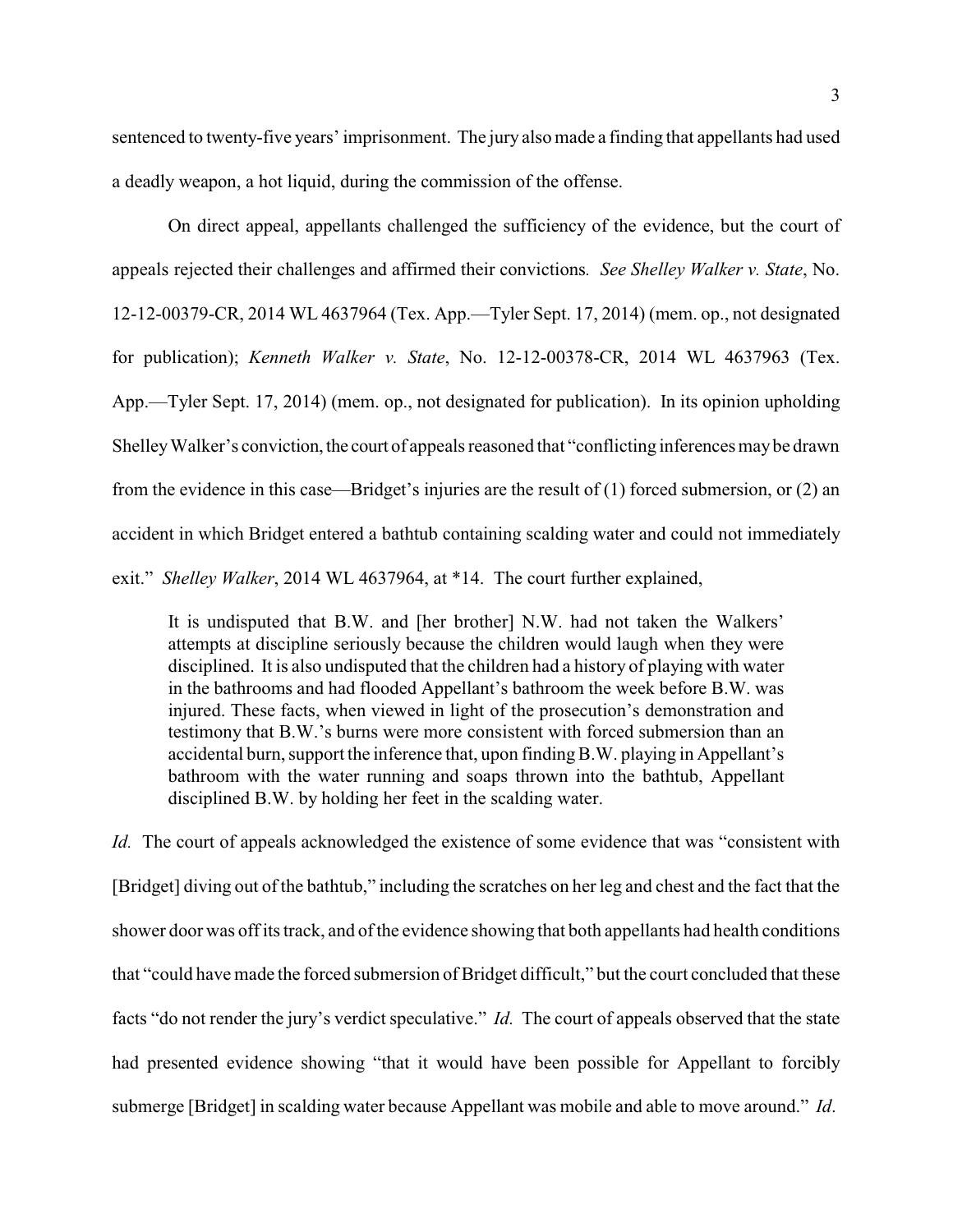sentenced to twenty-five years' imprisonment. The jury also made a finding that appellants had used a deadly weapon, a hot liquid, during the commission of the offense.

On direct appeal, appellants challenged the sufficiency of the evidence, but the court of appeals rejected their challenges and affirmed their convictions. *See Shelley Walker v. State*, No. 12-12-00379-CR, 2014 WL 4637964 (Tex. App.—Tyler Sept. 17, 2014) (mem. op., not designated for publication); *Kenneth Walker v. State*, No. 12-12-00378-CR, 2014 WL 4637963 (Tex. App.—Tyler Sept. 17, 2014) (mem. op., not designated for publication). In its opinion upholding Shelley Walker's conviction, the court of appeals reasoned that "conflicting inferences may be drawn from the evidence in this case—Bridget's injuries are the result of (1) forced submersion, or (2) an accident in which Bridget entered a bathtub containing scalding water and could not immediately exit." *Shelley Walker*, 2014 WL 4637964, at *14. The court further explained,

> It is undisputed that B.W. and [her brother] N.W. had not taken the Walkers' attempts at discipline seriously because the children would laugh when they were disciplined. It is also undisputed that the children had a history of playing with water in the bathrooms and had flooded Appellant's bathroom the week before B.W. was injured. These facts, when viewed in light of the prosecution's demonstration and testimony that B.W.'s burns were more consistent with forced submersion than an accidental burn, support the inference that, upon finding B.W. playing in Appellant's bathroom with the water running and soaps thrown into the bathtub, Appellant disciplined B.W. by holding her feet in the scalding water.

*Id.* The court of appeals acknowledged the existence of some evidence that was "consistent with [Bridget] diving out of the bathtub," including the scratches on her leg and chest and the fact that the shower door was off its track, and of the evidence showing that both appellants had health conditions that "could have made the forced submersion of Bridget difficult," but the court concluded that these facts "do not render the jury's verdict speculative." *Id.* The court of appeals observed that the state had presented evidence showing "that it would have been possible for Appellant to forcibly submerge [Bridget] in scalding water because Appellant was mobile and able to move around." *Id.*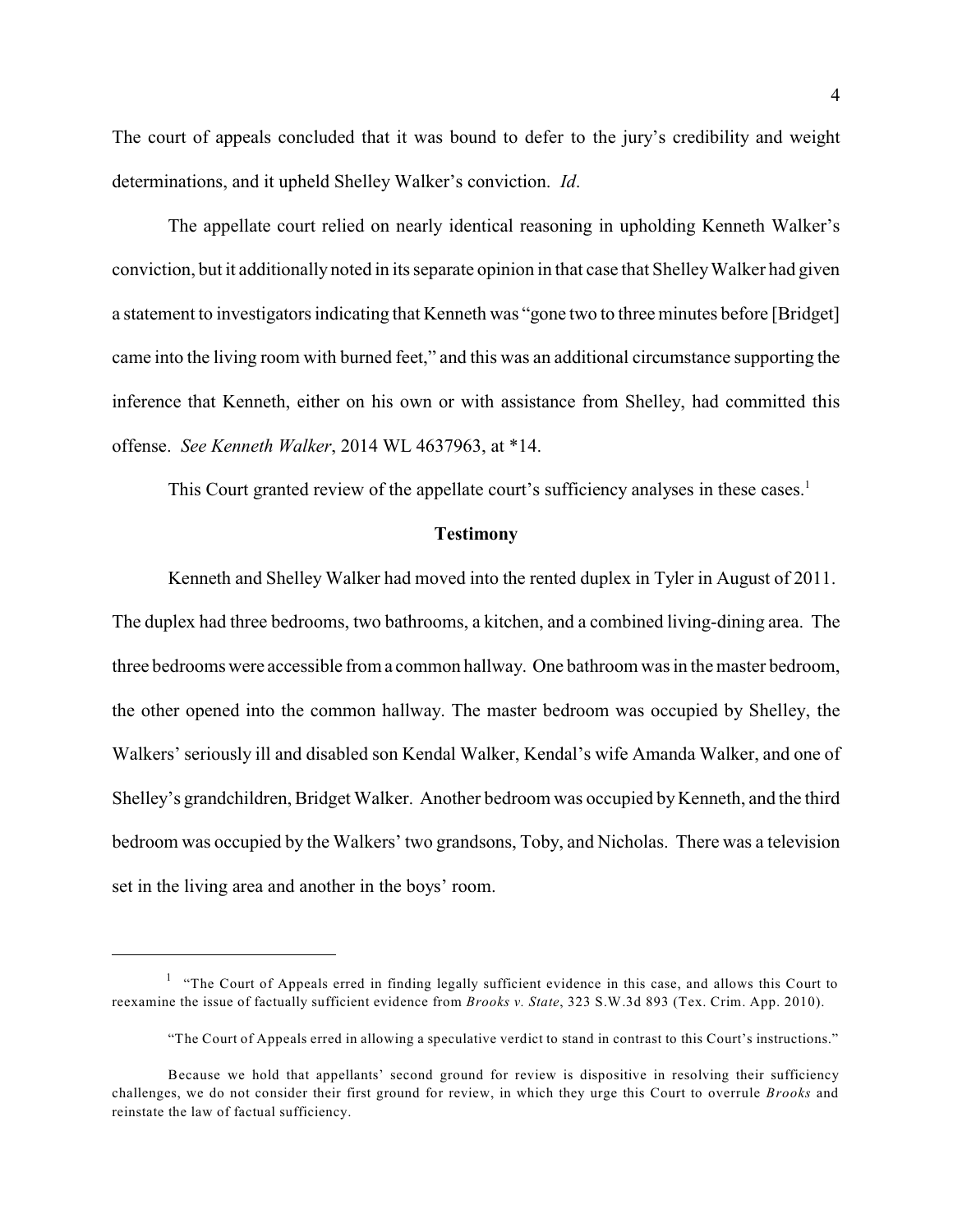The court of appeals concluded that it was bound to defer to the jury's credibility and weight determinations, and it upheld Shelley Walker's conviction. *Id*.

The appellate court relied on nearly identical reasoning in upholding Kenneth Walker's conviction, but it additionally noted in its separate opinion in that case that Shelley Walker had given a statement to investigators indicating that Kenneth was "gone two to three minutes before [Bridget] came into the living room with burned feet," and this was an additional circumstance supporting the inference that Kenneth, either on his own or with assistance from Shelley, had committed this offense. *See Kenneth Walker*, 2014 WL 4637963, at *14.

This Court granted review of the appellate court's sufficiency analyses in these cases.[1]

## Testimony

Kenneth and Shelley Walker had moved into the rented duplex in Tyler in August of 2011. The duplex had three bedrooms, two bathrooms, a kitchen, and a combined living-dining area. The three bedrooms were accessible from a common hallway. One bathroom was in the master bedroom, the other opened into the common hallway. The master bedroom was occupied by Shelley, the Walkers' seriously ill and disabled son Kendal Walker, Kendal's wife Amanda Walker, and one of Shelley's grandchildren, Bridget Walker. Another bedroom was occupied by Kenneth, and the third bedroom was occupied by the Walkers' two grandsons, Toby, and Nicholas. There was a television set in the living area and another in the boys' room.

---

[1] "The Court of Appeals erred in finding legally sufficient evidence in this case, and allows this Court to reexamine the issue of factually sufficient evidence from *Brooks v. State*, 323 S.W.3d 893 (Tex. Crim. App. 2010).

"The Court of Appeals erred in allowing a speculative verdict to stand in contrast to this Court's instructions."

Because we hold that appellants' second ground for review is dispositive in resolving their sufficiency challenges, we do not consider their first ground for review, in which they urge this Court to overrule *Brooks* and reinstate the law of factual sufficiency.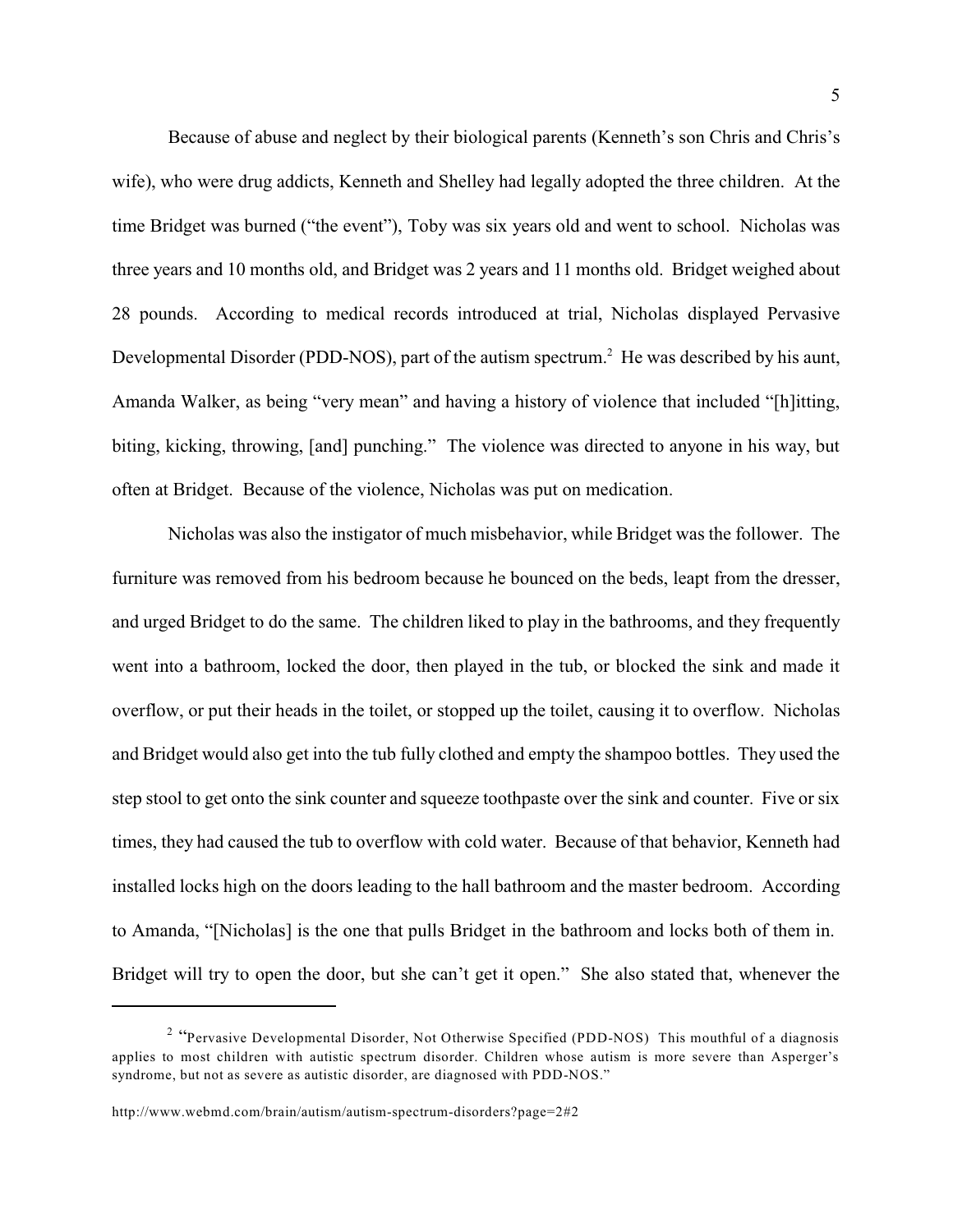Because of abuse and neglect by their biological parents (Kenneth's son Chris and Chris's wife), who were drug addicts, Kenneth and Shelley had legally adopted the three children. At the time Bridget was burned ("the event"), Toby was six years old and went to school. Nicholas was three years and 10 months old, and Bridget was 2 years and 11 months old. Bridget weighed about 28 pounds. According to medical records introduced at trial, Nicholas displayed Pervasive Developmental Disorder (PDD-NOS), part of the autism spectrum.[2] He was described by his aunt, Amanda Walker, as being "very mean" and having a history of violence that included "[h]itting, biting, kicking, throwing, [and] punching." The violence was directed to anyone in his way, but often at Bridget. Because of the violence, Nicholas was put on medication.

Nicholas was also the instigator of much misbehavior, while Bridget was the follower. The furniture was removed from his bedroom because he bounced on the beds, leapt from the dresser, and urged Bridget to do the same. The children liked to play in the bathrooms, and they frequently went into a bathroom, locked the door, then played in the tub, or blocked the sink and made it overflow, or put their heads in the toilet, or stopped up the toilet, causing it to overflow. Nicholas and Bridget would also get into the tub fully clothed and empty the shampoo bottles. They used the step stool to get onto the sink counter and squeeze toothpaste over the sink and counter. Five or six times, they had caused the tub to overflow with cold water. Because of that behavior, Kenneth had installed locks high on the doors leading to the hall bathroom and the master bedroom. According to Amanda, "[Nicholas] is the one that pulls Bridget in the bathroom and locks both of them in. Bridget will try to open the door, but she can't get it open." She also stated that, whenever the

---

[2] "Pervasive Developmental Disorder, Not Otherwise Specified (PDD-NOS) This mouthful of a diagnosis applies to most children with autistic spectrum disorder. Children whose autism is more severe than Asperger's syndrome, but not as severe as autistic disorder, are diagnosed with PDD-NOS."

http://www.webmd.com/brain/autism/autism-spectrum-disorders?page=2#2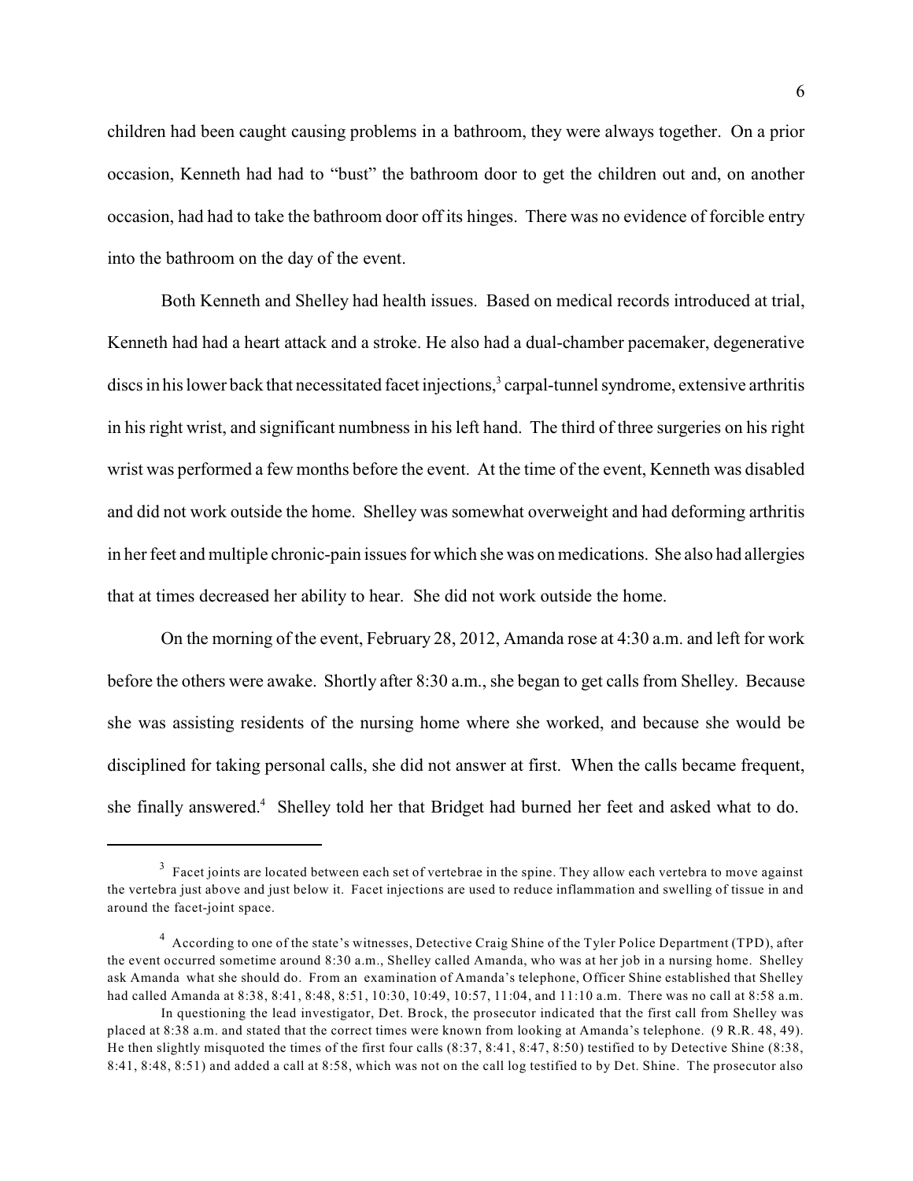children had been caught causing problems in a bathroom, they were always together. On a prior occasion, Kenneth had had to "bust" the bathroom door to get the children out and, on another occasion, had had to take the bathroom door off its hinges. There was no evidence of forcible entry into the bathroom on the day of the event.

Both Kenneth and Shelley had health issues. Based on medical records introduced at trial, Kenneth had had a heart attack and a stroke. He also had a dual-chamber pacemaker, degenerative discs in his lower back that necessitated facet injections,[3] carpal-tunnel syndrome, extensive arthritis in his right wrist, and significant numbness in his left hand. The third of three surgeries on his right wrist was performed a few months before the event. At the time of the event, Kenneth was disabled and did not work outside the home. Shelley was somewhat overweight and had deforming arthritis in her feet and multiple chronic-pain issues for which she was on medications. She also had allergies that at times decreased her ability to hear. She did not work outside the home.

On the morning of the event, February 28, 2012, Amanda rose at 4:30 a.m. and left for work before the others were awake. Shortly after 8:30 a.m., she began to get calls from Shelley. Because she was assisting residents of the nursing home where she worked, and because she would be disciplined for taking personal calls, she did not answer at first. When the calls became frequent, she finally answered.[4] Shelley told her that Bridget had burned her feet and asked what to do.

---

[3] Facet joints are located between each set of vertebrae in the spine. They allow each vertebra to move against the vertebra just above and just below it. Facet injections are used to reduce inflammation and swelling of tissue in and around the facet-joint space.

[4] According to one of the state's witnesses, Detective Craig Shine of the Tyler Police Department (TPD), after the event occurred sometime around 8:30 a.m., Shelley called Amanda, who was at her job in a nursing home. Shelley ask Amanda what she should do. From an examination of Amanda's telephone, Officer Shine established that Shelley had called Amanda at 8:38, 8:41, 8:48, 8:51, 10:30, 10:49, 10:57, 11:04, and 11:10 a.m. There was no call at 8:58 a.m.

In questioning the lead investigator, Det. Brock, the prosecutor indicated that the first call from Shelley was placed at 8:38 a.m. and stated that the correct times were known from looking at Amanda's telephone. (9 R.R. 48, 49). He then slightly misquoted the times of the first four calls (8:37, 8:41, 8:47, 8:50) testified to by Detective Shine (8:38, 8:41, 8:48, 8:51) and added a call at 8:58, which was not on the call log testified to by Det. Shine. The prosecutor also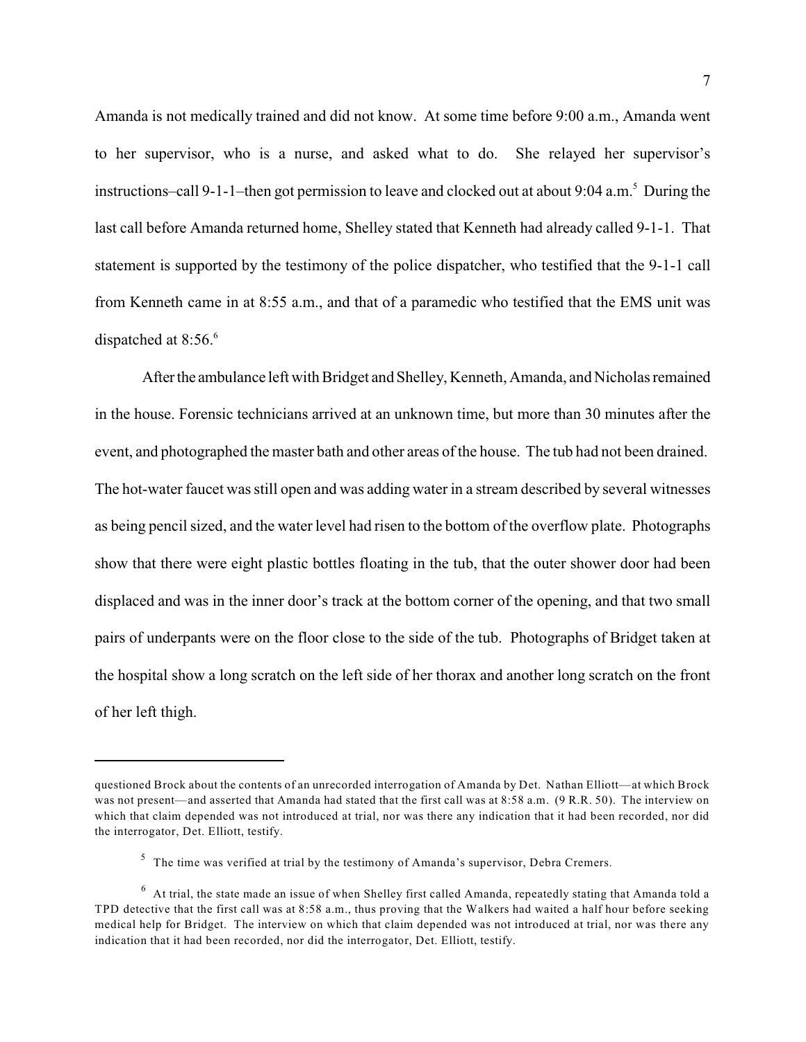Amanda is not medically trained and did not know. At some time before 9:00 a.m., Amanda went to her supervisor, who is a nurse, and asked what to do. She relayed her supervisor's instructions–call 9-1-1–then got permission to leave and clocked out at about 9:04 a.m.[5] During the last call before Amanda returned home, Shelley stated that Kenneth had already called 9-1-1. That statement is supported by the testimony of the police dispatcher, who testified that the 9-1-1 call from Kenneth came in at 8:55 a.m., and that of a paramedic who testified that the EMS unit was dispatched at 8:56.[6]

After the ambulance left with Bridget and Shelley, Kenneth, Amanda, and Nicholas remained in the house. Forensic technicians arrived at an unknown time, but more than 30 minutes after the event, and photographed the master bath and other areas of the house. The tub had not been drained. The hot-water faucet was still open and was adding water in a stream described by several witnesses as being pencil sized, and the water level had risen to the bottom of the overflow plate. Photographs show that there were eight plastic bottles floating in the tub, that the outer shower door had been displaced and was in the inner door's track at the bottom corner of the opening, and that two small pairs of underpants were on the floor close to the side of the tub. Photographs of Bridget taken at the hospital show a long scratch on the left side of her thorax and another long scratch on the front of her left thigh.

---

questioned Brock about the contents of an unrecorded interrogation of Amanda by Det. Nathan Elliott—at which Brock was not present—and asserted that Amanda had stated that the first call was at 8:58 a.m. (9 R.R. 50). The interview on which that claim depended was not introduced at trial, nor was there any indication that it had been recorded, nor did the interrogator, Det. Elliott, testify.

[5] The time was verified at trial by the testimony of Amanda's supervisor, Debra Cremers.

[6] At trial, the state made an issue of when Shelley first called Amanda, repeatedly stating that Amanda told a TPD detective that the first call was at 8:58 a.m., thus proving that the Walkers had waited a half hour before seeking medical help for Bridget. The interview on which that claim depended was not introduced at trial, nor was there any indication that it had been recorded, nor did the interrogator, Det. Elliott, testify.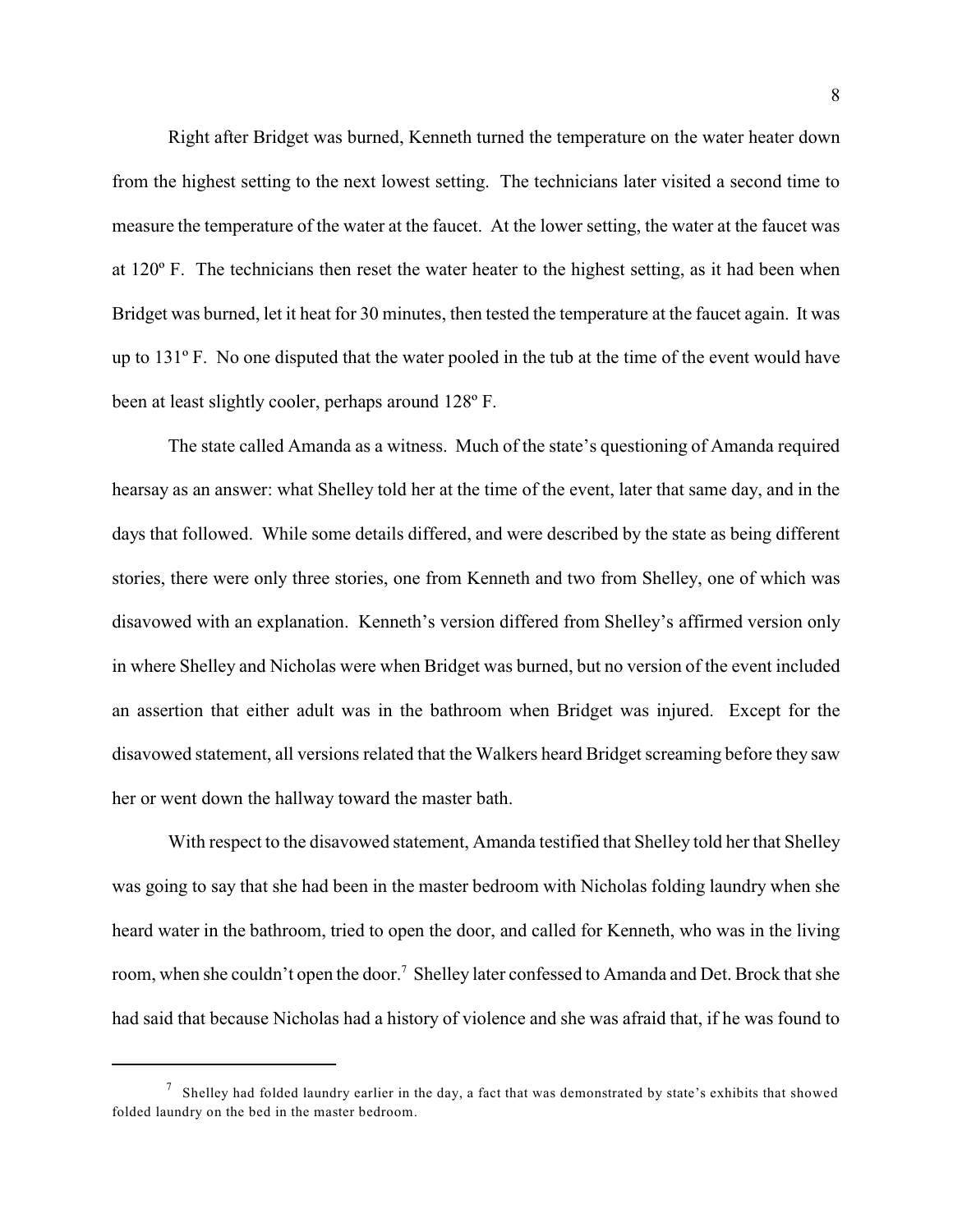Right after Bridget was burned, Kenneth turned the temperature on the water heater down from the highest setting to the next lowest setting. The technicians later visited a second time to measure the temperature of the water at the faucet. At the lower setting, the water at the faucet was at 120º F. The technicians then reset the water heater to the highest setting, as it had been when Bridget was burned, let it heat for 30 minutes, then tested the temperature at the faucet again. It was up to 131º F. No one disputed that the water pooled in the tub at the time of the event would have been at least slightly cooler, perhaps around 128º F.

The state called Amanda as a witness. Much of the state's questioning of Amanda required hearsay as an answer: what Shelley told her at the time of the event, later that same day, and in the days that followed. While some details differed, and were described by the state as being different stories, there were only three stories, one from Kenneth and two from Shelley, one of which was disavowed with an explanation. Kenneth's version differed from Shelley's affirmed version only in where Shelley and Nicholas were when Bridget was burned, but no version of the event included an assertion that either adult was in the bathroom when Bridget was injured. Except for the disavowed statement, all versions related that the Walkers heard Bridget screaming before they saw her or went down the hallway toward the master bath.

With respect to the disavowed statement, Amanda testified that Shelley told her that Shelley was going to say that she had been in the master bedroom with Nicholas folding laundry when she heard water in the bathroom, tried to open the door, and called for Kenneth, who was in the living room, when she couldn't open the door.[7] Shelley later confessed to Amanda and Det. Brock that she had said that because Nicholas had a history of violence and she was afraid that, if he was found to

---

[7] Shelley had folded laundry earlier in the day, a fact that was demonstrated by state's exhibits that showed folded laundry on the bed in the master bedroom.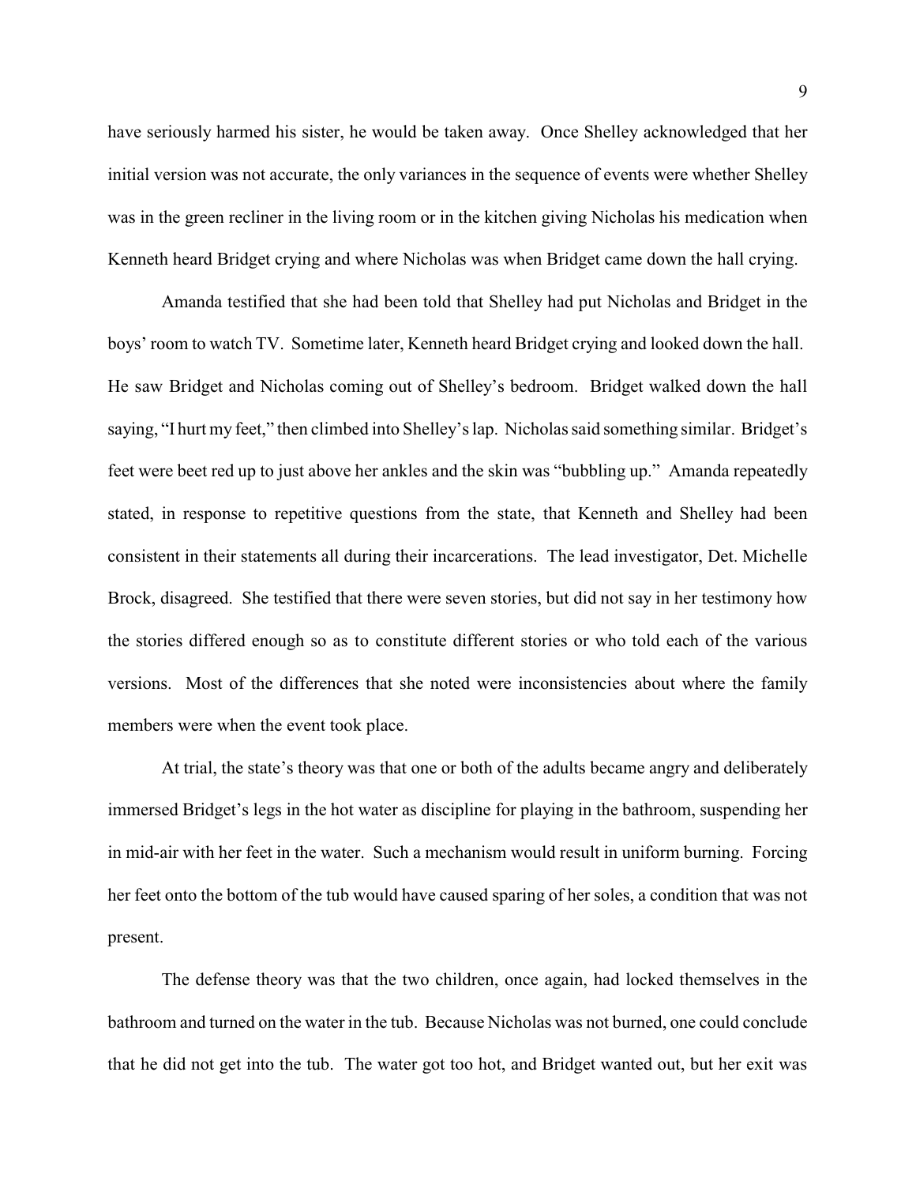have seriously harmed his sister, he would be taken away. Once Shelley acknowledged that her initial version was not accurate, the only variances in the sequence of events were whether Shelley was in the green recliner in the living room or in the kitchen giving Nicholas his medication when Kenneth heard Bridget crying and where Nicholas was when Bridget came down the hall crying.

Amanda testified that she had been told that Shelley had put Nicholas and Bridget in the boys' room to watch TV. Sometime later, Kenneth heard Bridget crying and looked down the hall. He saw Bridget and Nicholas coming out of Shelley's bedroom. Bridget walked down the hall saying, "I hurt my feet," then climbed into Shelley's lap. Nicholas said something similar. Bridget's feet were beet red up to just above her ankles and the skin was "bubbling up." Amanda repeatedly stated, in response to repetitive questions from the state, that Kenneth and Shelley had been consistent in their statements all during their incarcerations. The lead investigator, Det. Michelle Brock, disagreed. She testified that there were seven stories, but did not say in her testimony how the stories differed enough so as to constitute different stories or who told each of the various versions. Most of the differences that she noted were inconsistencies about where the family members were when the event took place.

At trial, the state's theory was that one or both of the adults became angry and deliberately immersed Bridget's legs in the hot water as discipline for playing in the bathroom, suspending her in mid-air with her feet in the water. Such a mechanism would result in uniform burning. Forcing her feet onto the bottom of the tub would have caused sparing of her soles, a condition that was not present.

The defense theory was that the two children, once again, had locked themselves in the bathroom and turned on the water in the tub. Because Nicholas was not burned, one could conclude that he did not get into the tub. The water got too hot, and Bridget wanted out, but her exit was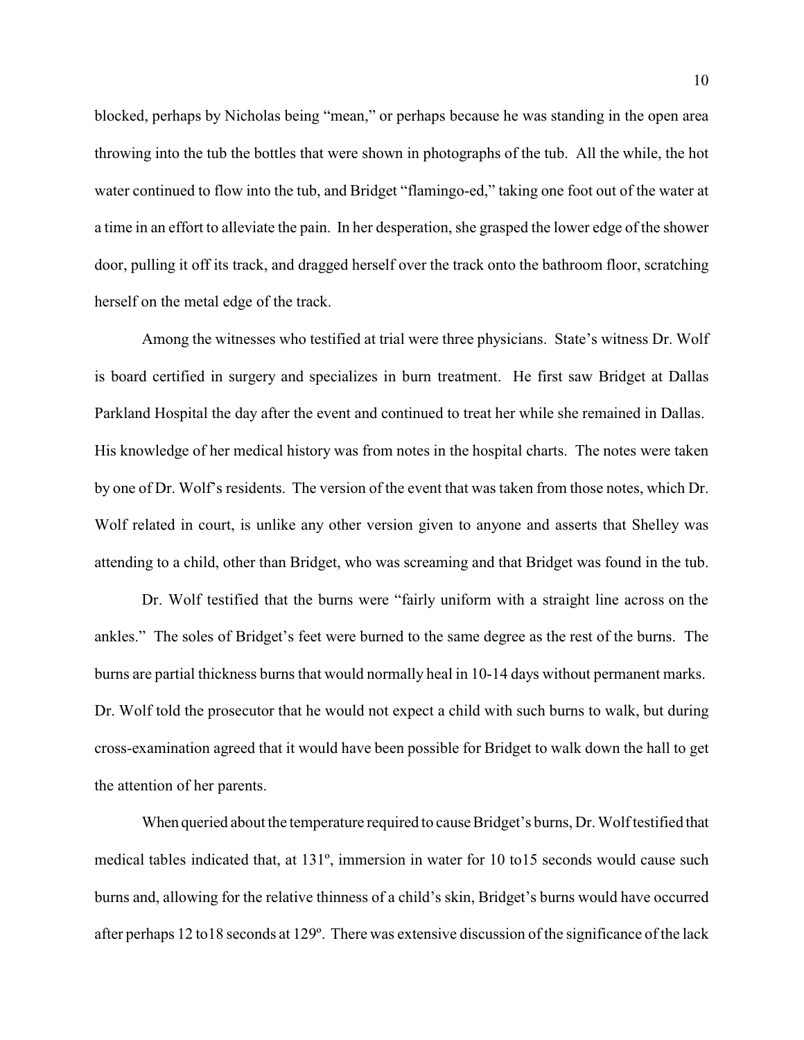blocked, perhaps by Nicholas being "mean," or perhaps because he was standing in the open area throwing into the tub the bottles that were shown in photographs of the tub. All the while, the hot water continued to flow into the tub, and Bridget "flamingo-ed," taking one foot out of the water at a time in an effort to alleviate the pain. In her desperation, she grasped the lower edge of the shower door, pulling it off its track, and dragged herself over the track onto the bathroom floor, scratching herself on the metal edge of the track.

Among the witnesses who testified at trial were three physicians. State's witness Dr. Wolf is board certified in surgery and specializes in burn treatment. He first saw Bridget at Dallas Parkland Hospital the day after the event and continued to treat her while she remained in Dallas. His knowledge of her medical history was from notes in the hospital charts. The notes were taken by one of Dr. Wolf's residents. The version of the event that was taken from those notes, which Dr. Wolf related in court, is unlike any other version given to anyone and asserts that Shelley was attending to a child, other than Bridget, who was screaming and that Bridget was found in the tub.

Dr. Wolf testified that the burns were "fairly uniform with a straight line across on the ankles." The soles of Bridget's feet were burned to the same degree as the rest of the burns. The burns are partial thickness burns that would normally heal in 10-14 days without permanent marks. Dr. Wolf told the prosecutor that he would not expect a child with such burns to walk, but during cross-examination agreed that it would have been possible for Bridget to walk down the hall to get the attention of her parents.

When queried about the temperature required to cause Bridget's burns, Dr. Wolf testified that medical tables indicated that, at 131º, immersion in water for 10 to15 seconds would cause such burns and, allowing for the relative thinness of a child's skin, Bridget's burns would have occurred after perhaps 12 to18 seconds at 129º. There was extensive discussion of the significance of the lack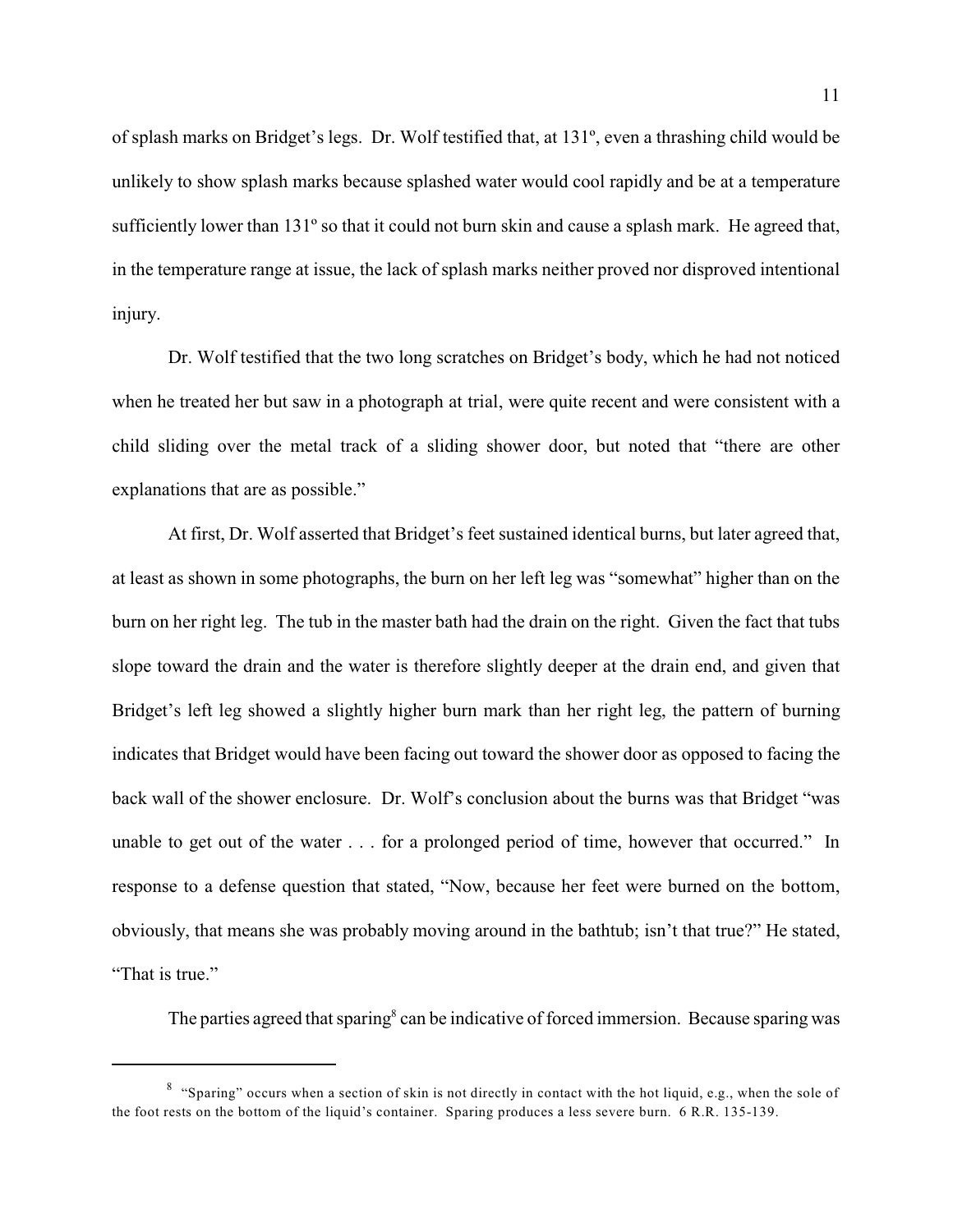of splash marks on Bridget's legs. Dr. Wolf testified that, at 131º, even a thrashing child would be unlikely to show splash marks because splashed water would cool rapidly and be at a temperature sufficiently lower than 131º so that it could not burn skin and cause a splash mark. He agreed that, in the temperature range at issue, the lack of splash marks neither proved nor disproved intentional injury.

Dr. Wolf testified that the two long scratches on Bridget's body, which he had not noticed when he treated her but saw in a photograph at trial, were quite recent and were consistent with a child sliding over the metal track of a sliding shower door, but noted that "there are other explanations that are as possible."

At first, Dr. Wolf asserted that Bridget's feet sustained identical burns, but later agreed that, at least as shown in some photographs, the burn on her left leg was "somewhat" higher than on the burn on her right leg. The tub in the master bath had the drain on the right. Given the fact that tubs slope toward the drain and the water is therefore slightly deeper at the drain end, and given that Bridget's left leg showed a slightly higher burn mark than her right leg, the pattern of burning indicates that Bridget would have been facing out toward the shower door as opposed to facing the back wall of the shower enclosure. Dr. Wolf's conclusion about the burns was that Bridget "was unable to get out of the water . . . for a prolonged period of time, however that occurred." In response to a defense question that stated, "Now, because her feet were burned on the bottom, obviously, that means she was probably moving around in the bathtub; isn't that true?" He stated, "That is true."

The parties agreed that sparing[8] can be indicative of forced immersion. Because sparing was

---

[8] "Sparing" occurs when a section of skin is not directly in contact with the hot liquid, e.g., when the sole of the foot rests on the bottom of the liquid's container. Sparing produces a less severe burn. 6 R.R. 135-139.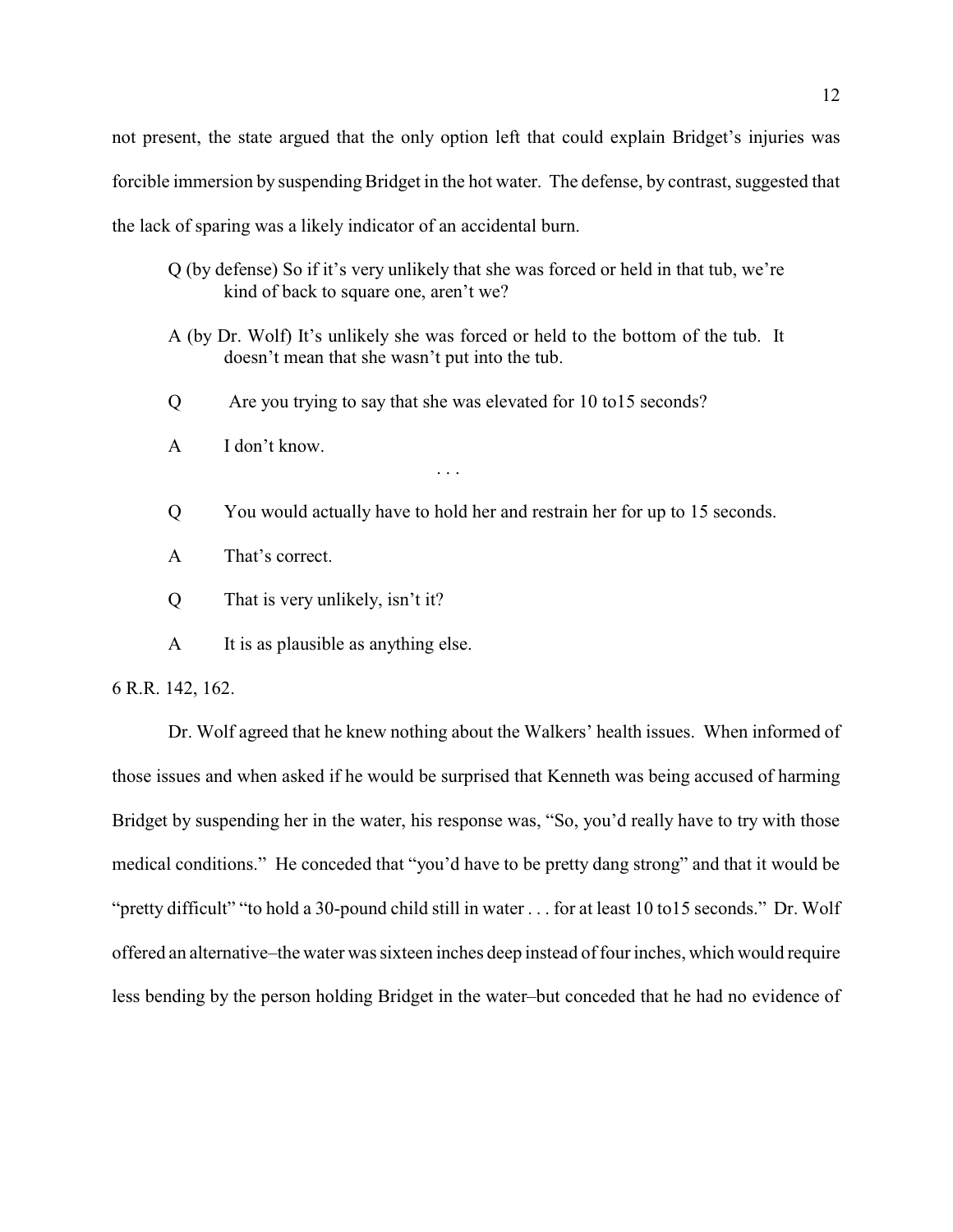not present, the state argued that the only option left that could explain Bridget's injuries was forcible immersion by suspending Bridget in the hot water. The defense, by contrast, suggested that the lack of sparing was a likely indicator of an accidental burn.

> Q (by defense) So if it's very unlikely that she was forced or held in that tub, we're kind of back to square one, aren't we?
>
> A (by Dr. Wolf) It's unlikely she was forced or held to the bottom of the tub. It doesn't mean that she wasn't put into the tub.
>
> Q Are you trying to say that she was elevated for 10 to15 seconds?
>
> A I don't know.
>
> . . .
>
> Q You would actually have to hold her and restrain her for up to 15 seconds.
>
> A That's correct.
>
> Q That is very unlikely, isn't it?
>
> A It is as plausible as anything else.

6 R.R. 142, 162.

Dr. Wolf agreed that he knew nothing about the Walkers' health issues. When informed of those issues and when asked if he would be surprised that Kenneth was being accused of harming Bridget by suspending her in the water, his response was, "So, you'd really have to try with those medical conditions." He conceded that "you'd have to be pretty dang strong" and that it would be "pretty difficult" "to hold a 30-pound child still in water . . . for at least 10 to15 seconds." Dr. Wolf offered an alternative–the water was sixteen inches deep instead of four inches, which would require less bending by the person holding Bridget in the water–but conceded that he had no evidence of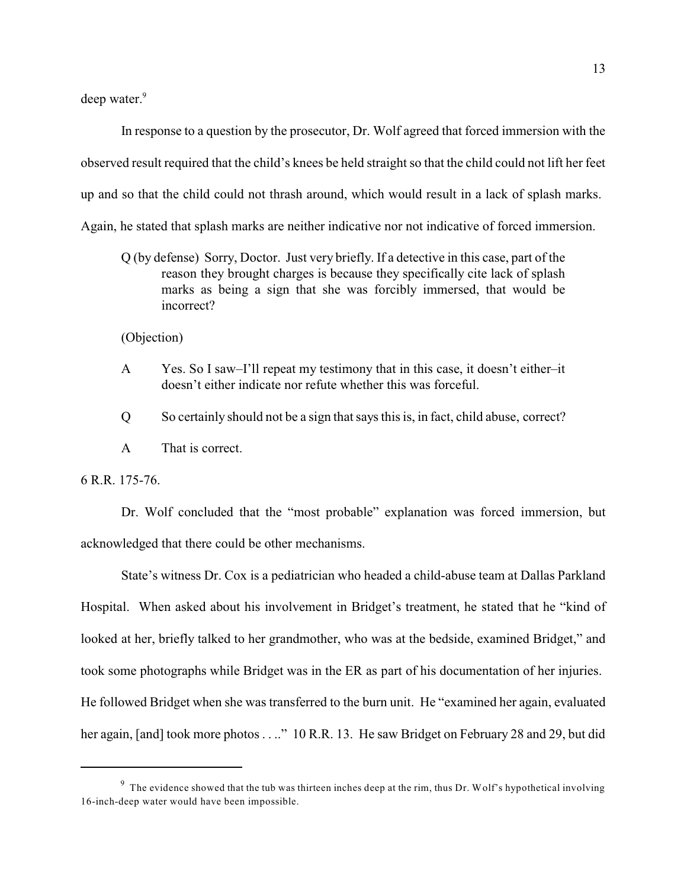deep water.[9]

In response to a question by the prosecutor, Dr. Wolf agreed that forced immersion with the observed result required that the child's knees be held straight so that the child could not lift her feet up and so that the child could not thrash around, which would result in a lack of splash marks. Again, he stated that splash marks are neither indicative nor not indicative of forced immersion.

> Q (by defense) Sorry, Doctor. Just very briefly. If a detective in this case, part of the reason they brought charges is because they specifically cite lack of splash marks as being a sign that she was forcibly immersed, that would be incorrect?
>
> (Objection)
>
> A Yes. So I saw–I'll repeat my testimony that in this case, it doesn't either–it doesn't either indicate nor refute whether this was forceful.
>
> Q So certainly should not be a sign that says this is, in fact, child abuse, correct?
>
> A That is correct.

6 R.R. 175-76.

Dr. Wolf concluded that the "most probable" explanation was forced immersion, but acknowledged that there could be other mechanisms.

State's witness Dr. Cox is a pediatrician who headed a child-abuse team at Dallas Parkland Hospital. When asked about his involvement in Bridget's treatment, he stated that he "kind of looked at her, briefly talked to her grandmother, who was at the bedside, examined Bridget," and took some photographs while Bridget was in the ER as part of his documentation of her injuries. He followed Bridget when she was transferred to the burn unit. He "examined her again, evaluated her again, [and] took more photos . . .." 10 R.R. 13. He saw Bridget on February 28 and 29, but did

---

[9] The evidence showed that the tub was thirteen inches deep at the rim, thus Dr. Wolf's hypothetical involving 16-inch-deep water would have been impossible.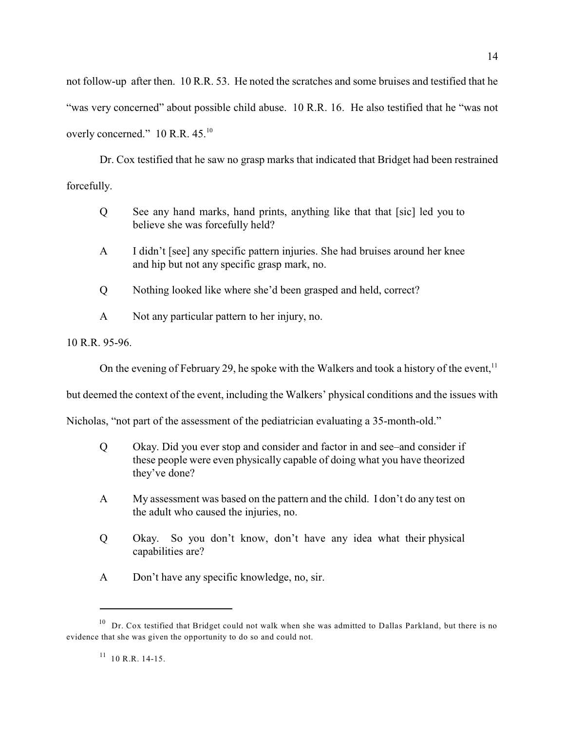not follow-up after then. 10 R.R. 53. He noted the scratches and some bruises and testified that he "was very concerned" about possible child abuse. 10 R.R. 16. He also testified that he "was not overly concerned." 10 R.R. 45.[10]

Dr. Cox testified that he saw no grasp marks that indicated that Bridget had been restrained forcefully.

> Q See any hand marks, hand prints, anything like that that [sic] led you to believe she was forcefully held?
>
> A I didn't [see] any specific pattern injuries. She had bruises around her knee and hip but not any specific grasp mark, no.
>
> Q Nothing looked like where she'd been grasped and held, correct?
>
> A Not any particular pattern to her injury, no.

10 R.R. 95-96.

On the evening of February 29, he spoke with the Walkers and took a history of the event,[11] but deemed the context of the event, including the Walkers' physical conditions and the issues with Nicholas, "not part of the assessment of the pediatrician evaluating a 35-month-old."

> Q Okay. Did you ever stop and consider and factor in and see–and consider if these people were even physically capable of doing what you have theorized they've done?
>
> A My assessment was based on the pattern and the child. I don't do any test on the adult who caused the injuries, no.
>
> Q Okay. So you don't know, don't have any idea what their physical capabilities are?
>
> A Don't have any specific knowledge, no, sir.

---

[10] Dr. Cox testified that Bridget could not walk when she was admitted to Dallas Parkland, but there is no evidence that she was given the opportunity to do so and could not.

[11] 10 R.R. 14-15.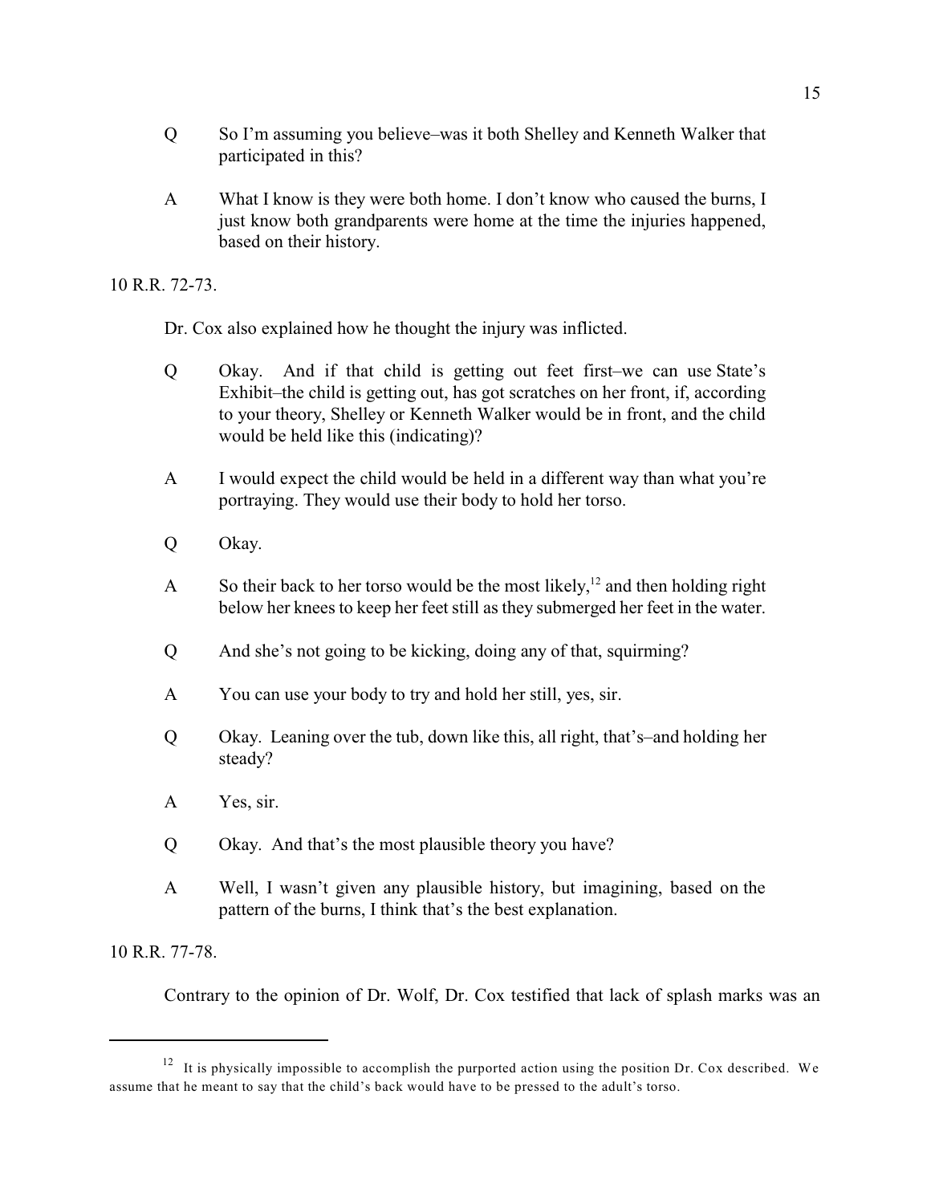Q So I'm assuming you believe–was it both Shelley and Kenneth Walker that participated in this?

A What I know is they were both home. I don't know who caused the burns, I just know both grandparents were home at the time the injuries happened, based on their history.

10 R.R. 72-73.

Dr. Cox also explained how he thought the injury was inflicted.

Q Okay. And if that child is getting out feet first–we can use State's Exhibit–the child is getting out, has got scratches on her front, if, according to your theory, Shelley or Kenneth Walker would be in front, and the child would be held like this (indicating)?

A I would expect the child would be held in a different way than what you're portraying. They would use their body to hold her torso.

Q Okay.

A So their back to her torso would be the most likely,[12] and then holding right below her knees to keep her feet still as they submerged her feet in the water.

Q And she's not going to be kicking, doing any of that, squirming?

A You can use your body to try and hold her still, yes, sir.

Q Okay. Leaning over the tub, down like this, all right, that's–and holding her steady?

A Yes, sir.

Q Okay. And that's the most plausible theory you have?

A Well, I wasn't given any plausible history, but imagining, based on the pattern of the burns, I think that's the best explanation.

10 R.R. 77-78.

Contrary to the opinion of Dr. Wolf, Dr. Cox testified that lack of splash marks was an

---

[12] It is physically impossible to accomplish the purported action using the position Dr. Cox described. We assume that he meant to say that the child's back would have to be pressed to the adult's torso.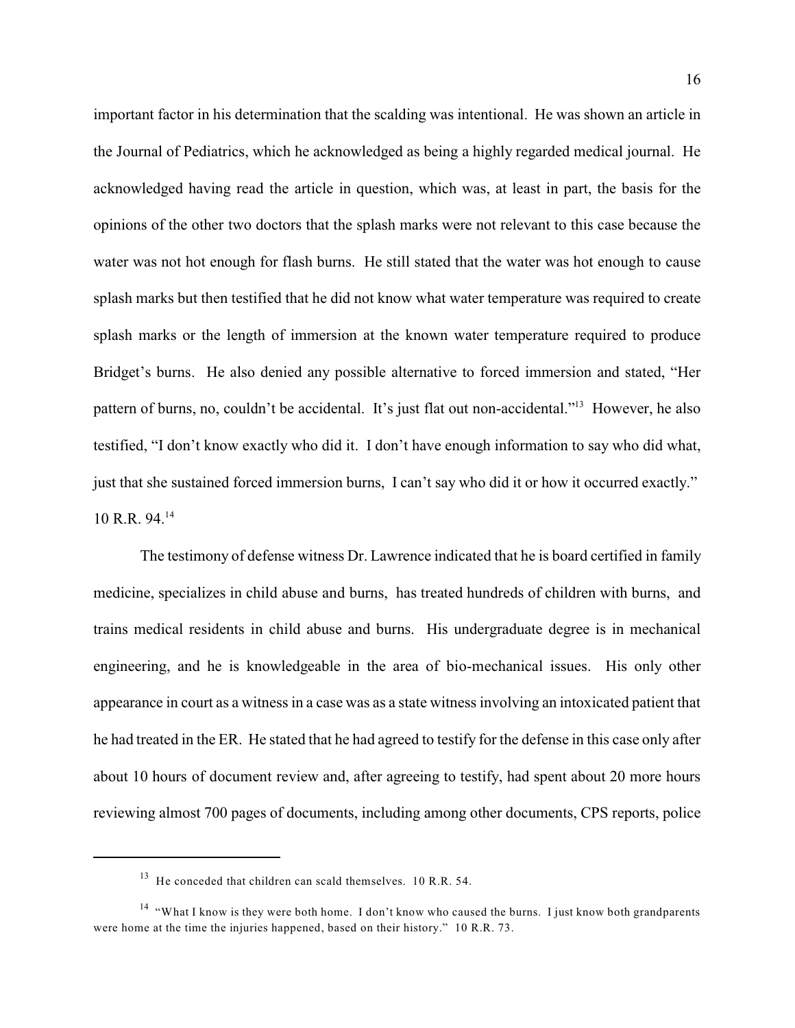important factor in his determination that the scalding was intentional. He was shown an article in the Journal of Pediatrics, which he acknowledged as being a highly regarded medical journal. He acknowledged having read the article in question, which was, at least in part, the basis for the opinions of the other two doctors that the splash marks were not relevant to this case because the water was not hot enough for flash burns. He still stated that the water was hot enough to cause splash marks but then testified that he did not know what water temperature was required to create splash marks or the length of immersion at the known water temperature required to produce Bridget's burns. He also denied any possible alternative to forced immersion and stated, "Her pattern of burns, no, couldn't be accidental. It's just flat out non-accidental."[13] However, he also testified, "I don't know exactly who did it. I don't have enough information to say who did what, just that she sustained forced immersion burns, I can't say who did it or how it occurred exactly." 10 R.R. 94.[14]

The testimony of defense witness Dr. Lawrence indicated that he is board certified in family medicine, specializes in child abuse and burns, has treated hundreds of children with burns, and trains medical residents in child abuse and burns. His undergraduate degree is in mechanical engineering, and he is knowledgeable in the area of bio-mechanical issues. His only other appearance in court as a witness in a case was as a state witness involving an intoxicated patient that he had treated in the ER. He stated that he had agreed to testify for the defense in this case only after about 10 hours of document review and, after agreeing to testify, had spent about 20 more hours reviewing almost 700 pages of documents, including among other documents, CPS reports, police

---

[13] He conceded that children can scald themselves. 10 R.R. 54.

[14] "What I know is they were both home. I don't know who caused the burns. I just know both grandparents were home at the time the injuries happened, based on their history." 10 R.R. 73.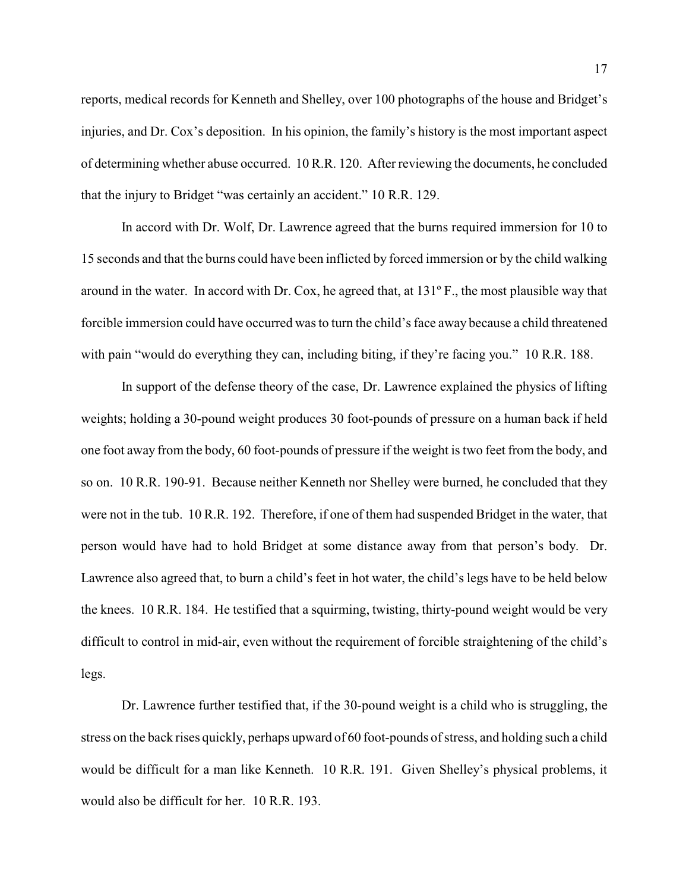reports, medical records for Kenneth and Shelley, over 100 photographs of the house and Bridget's injuries, and Dr. Cox's deposition. In his opinion, the family's history is the most important aspect of determining whether abuse occurred. 10 R.R. 120. After reviewing the documents, he concluded that the injury to Bridget "was certainly an accident." 10 R.R. 129.

In accord with Dr. Wolf, Dr. Lawrence agreed that the burns required immersion for 10 to 15 seconds and that the burns could have been inflicted by forced immersion or by the child walking around in the water. In accord with Dr. Cox, he agreed that, at 131º F., the most plausible way that forcible immersion could have occurred was to turn the child's face away because a child threatened with pain "would do everything they can, including biting, if they're facing you." 10 R.R. 188.

In support of the defense theory of the case, Dr. Lawrence explained the physics of lifting weights; holding a 30-pound weight produces 30 foot-pounds of pressure on a human back if held one foot away from the body, 60 foot-pounds of pressure if the weight is two feet from the body, and so on. 10 R.R. 190-91. Because neither Kenneth nor Shelley were burned, he concluded that they were not in the tub. 10 R.R. 192. Therefore, if one of them had suspended Bridget in the water, that person would have had to hold Bridget at some distance away from that person's body. Dr. Lawrence also agreed that, to burn a child's feet in hot water, the child's legs have to be held below the knees. 10 R.R. 184. He testified that a squirming, twisting, thirty-pound weight would be very difficult to control in mid-air, even without the requirement of forcible straightening of the child's legs.

Dr. Lawrence further testified that, if the 30-pound weight is a child who is struggling, the stress on the back rises quickly, perhaps upward of 60 foot-pounds of stress, and holding such a child would be difficult for a man like Kenneth. 10 R.R. 191. Given Shelley's physical problems, it would also be difficult for her. 10 R.R. 193.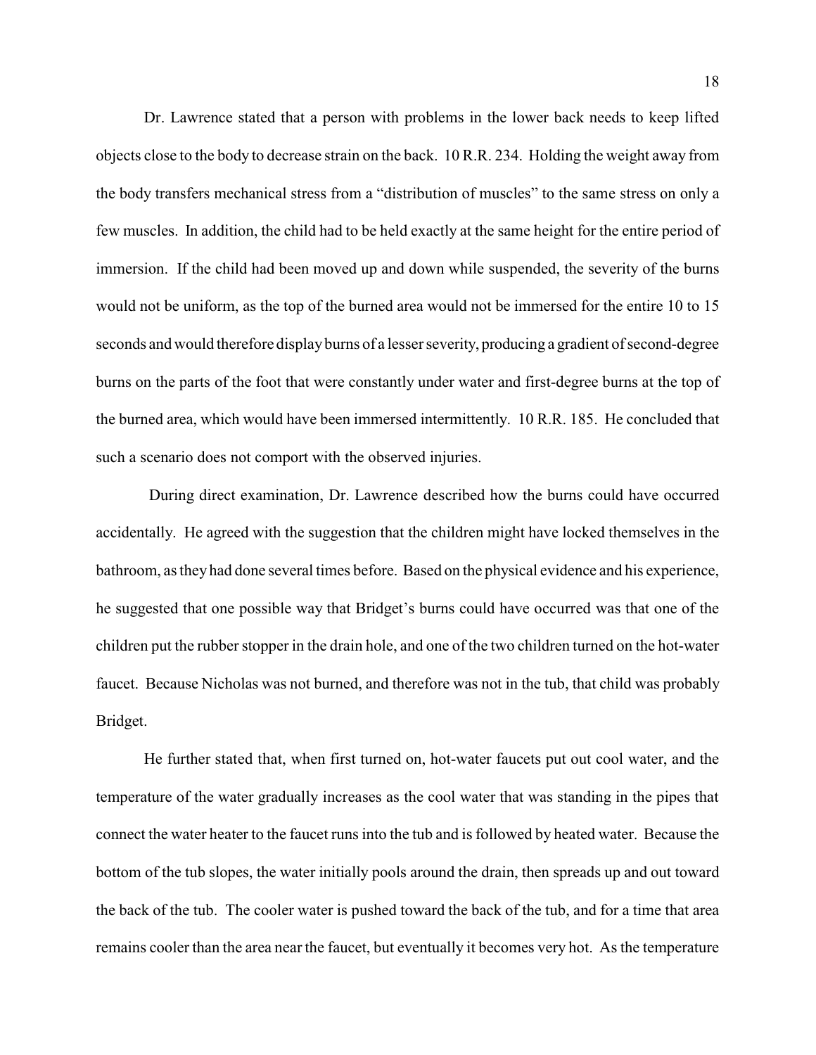Dr. Lawrence stated that a person with problems in the lower back needs to keep lifted objects close to the body to decrease strain on the back. 10 R.R. 234. Holding the weight away from the body transfers mechanical stress from a "distribution of muscles" to the same stress on only a few muscles. In addition, the child had to be held exactly at the same height for the entire period of immersion. If the child had been moved up and down while suspended, the severity of the burns would not be uniform, as the top of the burned area would not be immersed for the entire 10 to 15 seconds and would therefore display burns of a lesser severity, producing a gradient of second-degree burns on the parts of the foot that were constantly under water and first-degree burns at the top of the burned area, which would have been immersed intermittently. 10 R.R. 185. He concluded that such a scenario does not comport with the observed injuries.

During direct examination, Dr. Lawrence described how the burns could have occurred accidentally. He agreed with the suggestion that the children might have locked themselves in the bathroom, as they had done several times before. Based on the physical evidence and his experience, he suggested that one possible way that Bridget's burns could have occurred was that one of the children put the rubber stopper in the drain hole, and one of the two children turned on the hot-water faucet. Because Nicholas was not burned, and therefore was not in the tub, that child was probably Bridget.

He further stated that, when first turned on, hot-water faucets put out cool water, and the temperature of the water gradually increases as the cool water that was standing in the pipes that connect the water heater to the faucet runs into the tub and is followed by heated water. Because the bottom of the tub slopes, the water initially pools around the drain, then spreads up and out toward the back of the tub. The cooler water is pushed toward the back of the tub, and for a time that area remains cooler than the area near the faucet, but eventually it becomes very hot. As the temperature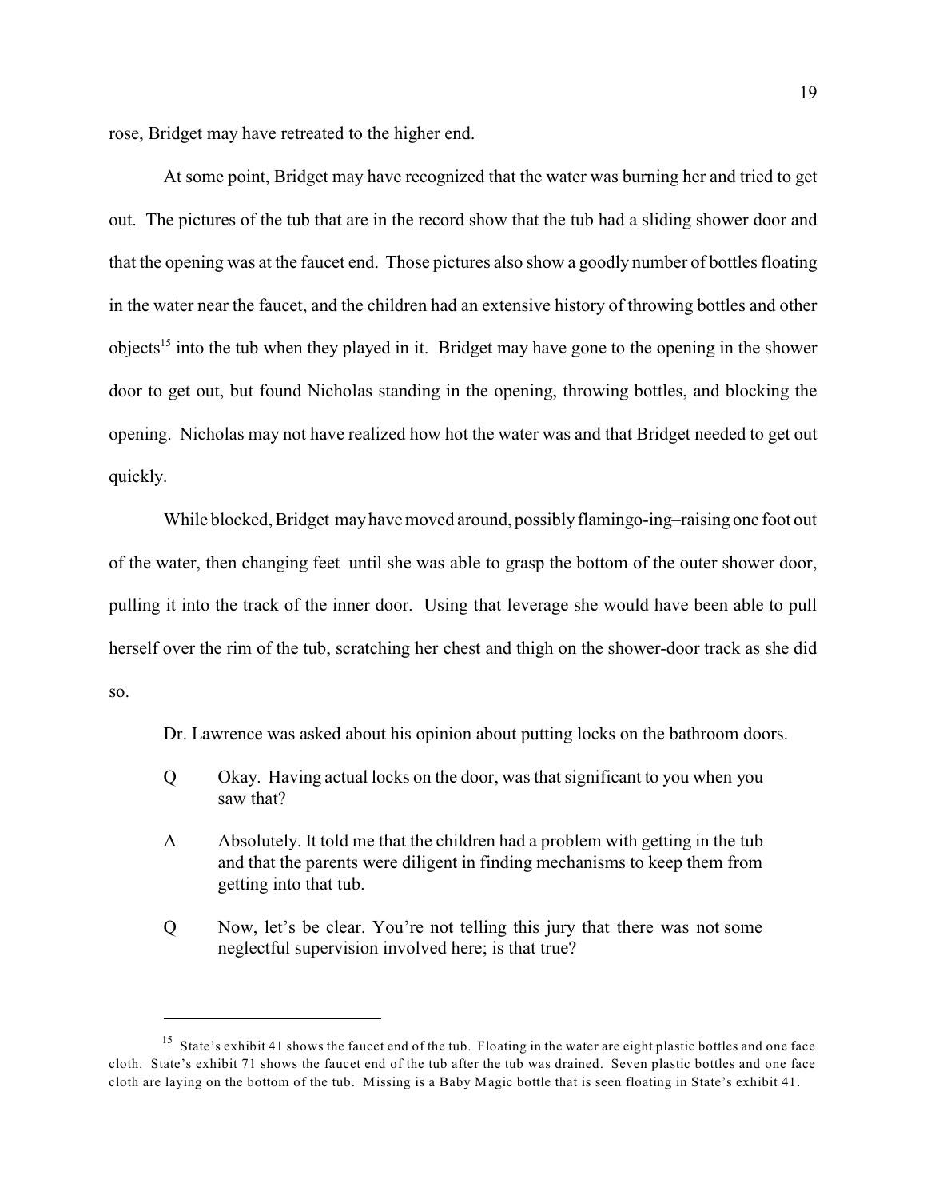rose, Bridget may have retreated to the higher end.

At some point, Bridget may have recognized that the water was burning her and tried to get out. The pictures of the tub that are in the record show that the tub had a sliding shower door and that the opening was at the faucet end. Those pictures also show a goodly number of bottles floating in the water near the faucet, and the children had an extensive history of throwing bottles and other objects[15] into the tub when they played in it. Bridget may have gone to the opening in the shower door to get out, but found Nicholas standing in the opening, throwing bottles, and blocking the opening. Nicholas may not have realized how hot the water was and that Bridget needed to get out quickly.

While blocked, Bridget may have moved around, possibly flamingo-ing–raising one foot out of the water, then changing feet–until she was able to grasp the bottom of the outer shower door, pulling it into the track of the inner door. Using that leverage she would have been able to pull herself over the rim of the tub, scratching her chest and thigh on the shower-door track as she did so.

Dr. Lawrence was asked about his opinion about putting locks on the bathroom doors.

> Q Okay. Having actual locks on the door, was that significant to you when you saw that?
>
> A Absolutely. It told me that the children had a problem with getting in the tub and that the parents were diligent in finding mechanisms to keep them from getting into that tub.
>
> Q Now, let's be clear. You're not telling this jury that there was not some neglectful supervision involved here; is that true?

---

[15] State's exhibit 41 shows the faucet end of the tub. Floating in the water are eight plastic bottles and one face cloth. State's exhibit 71 shows the faucet end of the tub after the tub was drained. Seven plastic bottles and one face cloth are laying on the bottom of the tub. Missing is a Baby Magic bottle that is seen floating in State's exhibit 41.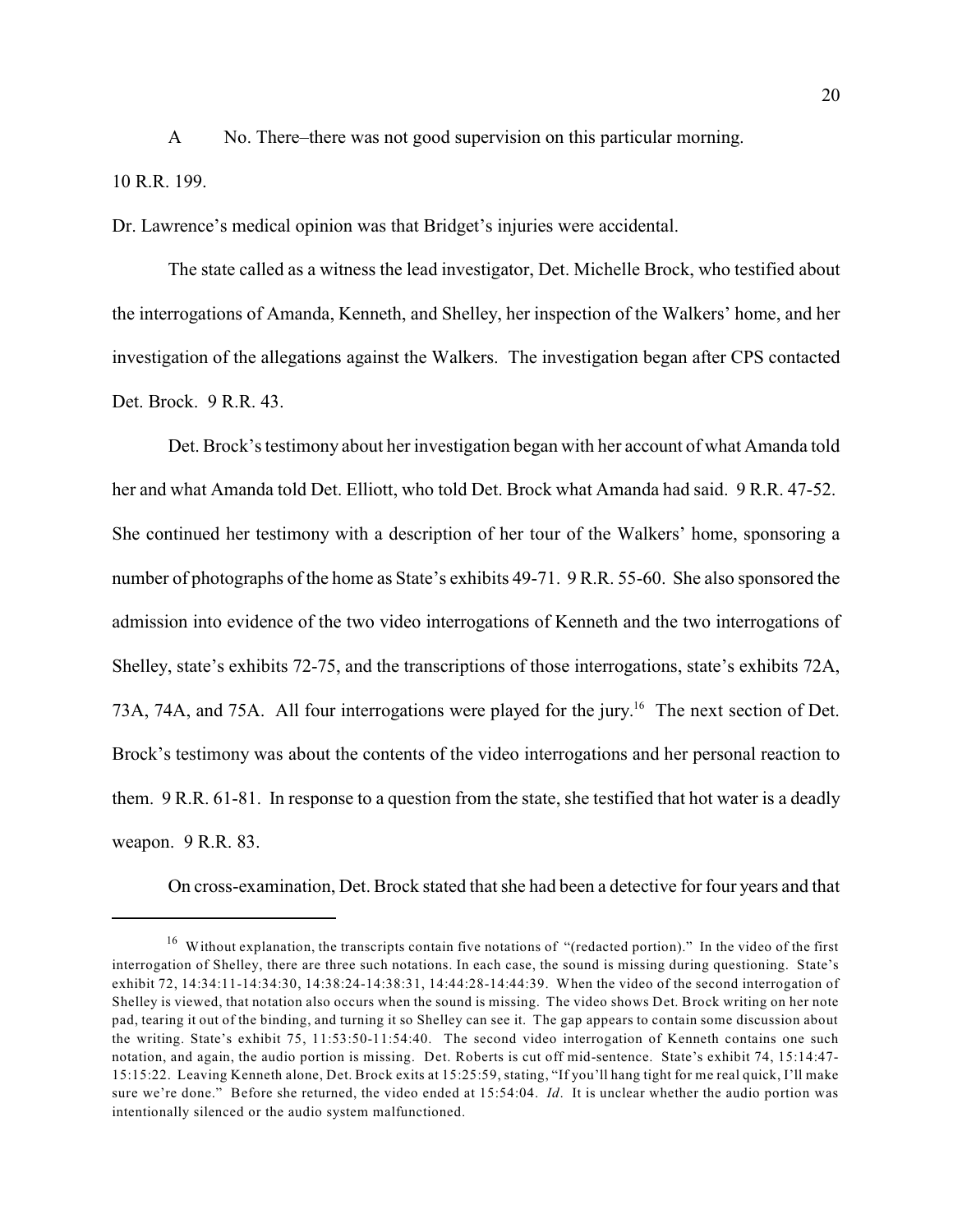A No. There–there was not good supervision on this particular morning.

10 R.R. 199.

Dr. Lawrence's medical opinion was that Bridget's injuries were accidental.

The state called as a witness the lead investigator, Det. Michelle Brock, who testified about the interrogations of Amanda, Kenneth, and Shelley, her inspection of the Walkers' home, and her investigation of the allegations against the Walkers. The investigation began after CPS contacted Det. Brock. 9 R.R. 43.

Det. Brock's testimony about her investigation began with her account of what Amanda told her and what Amanda told Det. Elliott, who told Det. Brock what Amanda had said. 9 R.R. 47-52. She continued her testimony with a description of her tour of the Walkers' home, sponsoring a number of photographs of the home as State's exhibits 49-71. 9 R.R. 55-60. She also sponsored the admission into evidence of the two video interrogations of Kenneth and the two interrogations of Shelley, state's exhibits 72-75, and the transcriptions of those interrogations, state's exhibits 72A, 73A, 74A, and 75A. All four interrogations were played for the jury.[16] The next section of Det. Brock's testimony was about the contents of the video interrogations and her personal reaction to them. 9 R.R. 61-81. In response to a question from the state, she testified that hot water is a deadly weapon. 9 R.R. 83.

On cross-examination, Det. Brock stated that she had been a detective for four years and that

---

[16] Without explanation, the transcripts contain five notations of "(redacted portion)." In the video of the first interrogation of Shelley, there are three such notations. In each case, the sound is missing during questioning. State's exhibit 72, 14:34:11-14:34:30, 14:38:24-14:38:31, 14:44:28-14:44:39. When the video of the second interrogation of Shelley is viewed, that notation also occurs when the sound is missing. The video shows Det. Brock writing on her note pad, tearing it out of the binding, and turning it so Shelley can see it. The gap appears to contain some discussion about the writing. State's exhibit 75, 11:53:50-11:54:40. The second video interrogation of Kenneth contains one such notation, and again, the audio portion is missing. Det. Roberts is cut off mid-sentence. State's exhibit 74, 15:14:47-15:15:22. Leaving Kenneth alone, Det. Brock exits at 15:25:59, stating, "If you'll hang tight for me real quick, I'll make sure we're done." Before she returned, the video ended at 15:54:04. *Id*. It is unclear whether the audio portion was intentionally silenced or the audio system malfunctioned.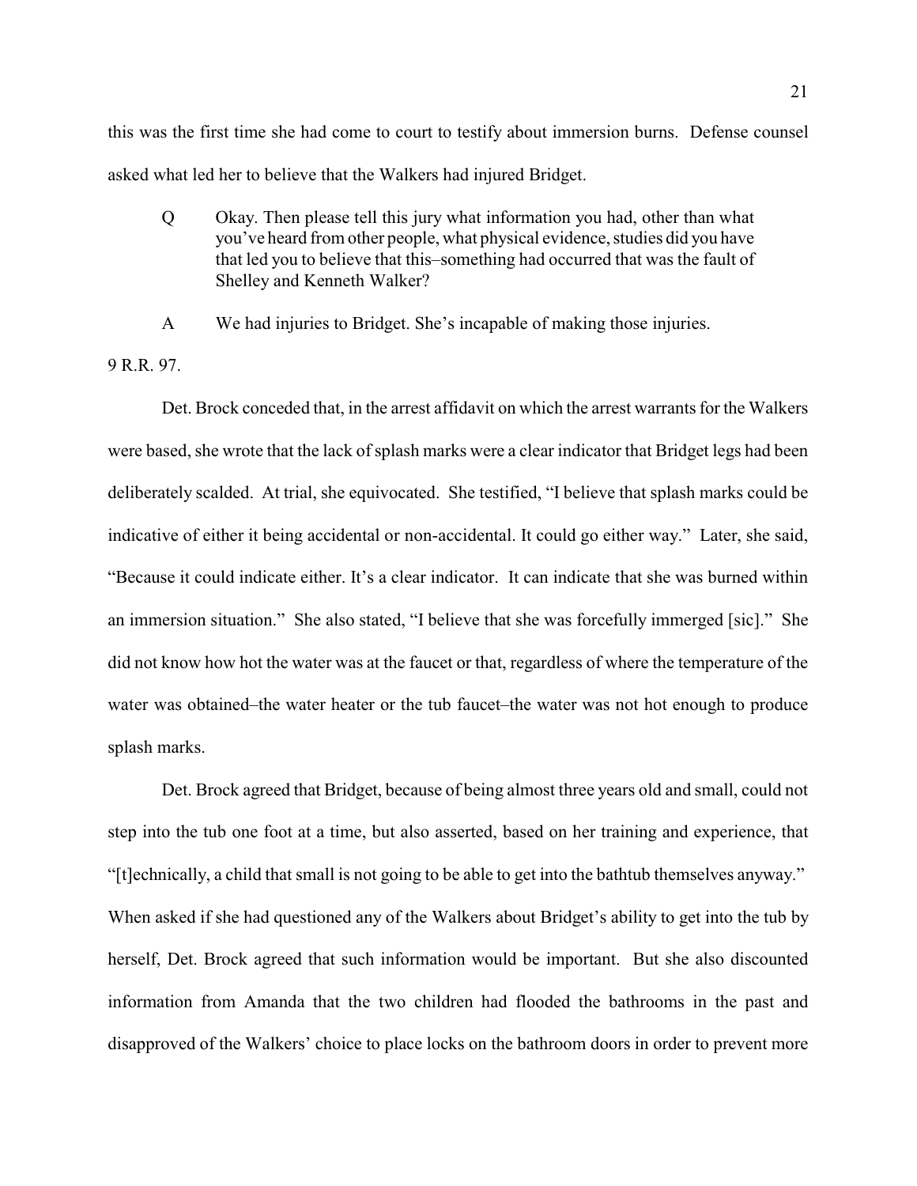this was the first time she had come to court to testify about immersion burns. Defense counsel asked what led her to believe that the Walkers had injured Bridget.

> Q Okay. Then please tell this jury what information you had, other than what you've heard from other people, what physical evidence, studies did you have that led you to believe that this–something had occurred that was the fault of Shelley and Kenneth Walker?
>
> A We had injuries to Bridget. She's incapable of making those injuries.

9 R.R. 97.

Det. Brock conceded that, in the arrest affidavit on which the arrest warrants for the Walkers were based, she wrote that the lack of splash marks were a clear indicator that Bridget legs had been deliberately scalded. At trial, she equivocated. She testified, "I believe that splash marks could be indicative of either it being accidental or non-accidental. It could go either way." Later, she said, "Because it could indicate either. It's a clear indicator. It can indicate that she was burned within an immersion situation." She also stated, "I believe that she was forcefully immerged [sic]." She did not know how hot the water was at the faucet or that, regardless of where the temperature of the water was obtained–the water heater or the tub faucet–the water was not hot enough to produce splash marks.

Det. Brock agreed that Bridget, because of being almost three years old and small, could not step into the tub one foot at a time, but also asserted, based on her training and experience, that "[t]echnically, a child that small is not going to be able to get into the bathtub themselves anyway." When asked if she had questioned any of the Walkers about Bridget's ability to get into the tub by herself, Det. Brock agreed that such information would be important. But she also discounted information from Amanda that the two children had flooded the bathrooms in the past and disapproved of the Walkers' choice to place locks on the bathroom doors in order to prevent more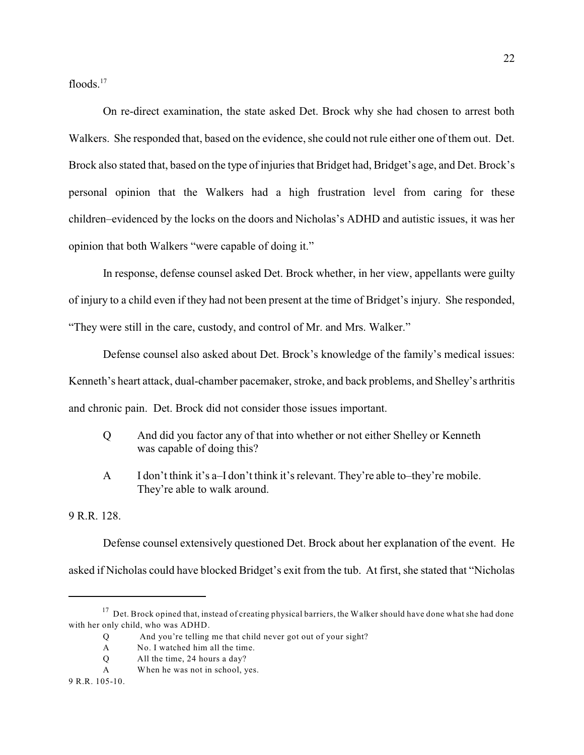floods.[17]

On re-direct examination, the state asked Det. Brock why she had chosen to arrest both Walkers. She responded that, based on the evidence, she could not rule either one of them out. Det. Brock also stated that, based on the type of injuries that Bridget had, Bridget's age, and Det. Brock's personal opinion that the Walkers had a high frustration level from caring for these children–evidenced by the locks on the doors and Nicholas's ADHD and autistic issues, it was her opinion that both Walkers "were capable of doing it."

In response, defense counsel asked Det. Brock whether, in her view, appellants were guilty of injury to a child even if they had not been present at the time of Bridget's injury. She responded, "They were still in the care, custody, and control of Mr. and Mrs. Walker."

Defense counsel also asked about Det. Brock's knowledge of the family's medical issues: Kenneth's heart attack, dual-chamber pacemaker, stroke, and back problems, and Shelley's arthritis and chronic pain. Det. Brock did not consider those issues important.

> Q And did you factor any of that into whether or not either Shelley or Kenneth was capable of doing this?
>
> A I don't think it's a–I don't think it's relevant. They're able to–they're mobile. They're able to walk around.

9 R.R. 128.

Defense counsel extensively questioned Det. Brock about her explanation of the event. He asked if Nicholas could have blocked Bridget's exit from the tub. At first, she stated that "Nicholas

---

[17] Det. Brock opined that, instead of creating physical barriers, the Walker should have done what she had done with her only child, who was ADHD.

> Q And you're telling me that child never got out of your sight?
>
> A No. I watched him all the time.
>
> Q All the time, 24 hours a day?
>
> A When he was not in school, yes.

9 R.R. 105-10.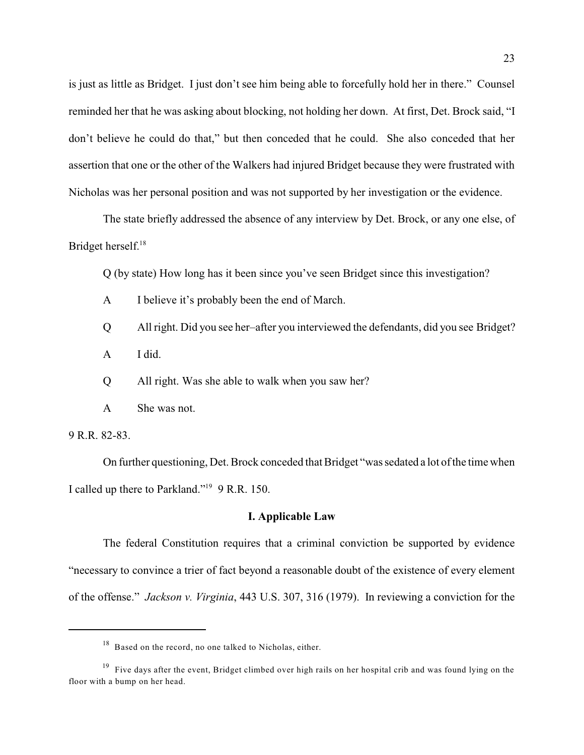is just as little as Bridget. I just don't see him being able to forcefully hold her in there." Counsel reminded her that he was asking about blocking, not holding her down. At first, Det. Brock said, "I don't believe he could do that," but then conceded that he could. She also conceded that her assertion that one or the other of the Walkers had injured Bridget because they were frustrated with Nicholas was her personal position and was not supported by her investigation or the evidence.

The state briefly addressed the absence of any interview by Det. Brock, or any one else, of Bridget herself.[18]

Q (by state) How long has it been since you've seen Bridget since this investigation?

A I believe it's probably been the end of March.

Q All right. Did you see her–after you interviewed the defendants, did you see Bridget?

A I did.

Q All right. Was she able to walk when you saw her?

A She was not.

9 R.R. 82-83.

On further questioning, Det. Brock conceded that Bridget "was sedated a lot of the time when I called up there to Parkland."[19] 9 R.R. 150.

## I. Applicable Law

The federal Constitution requires that a criminal conviction be supported by evidence "necessary to convince a trier of fact beyond a reasonable doubt of the existence of every element of the offense." *Jackson v. Virginia*, 443 U.S. 307, 316 (1979). In reviewing a conviction for the

---

[18] Based on the record, no one talked to Nicholas, either.

[19] Five days after the event, Bridget climbed over high rails on her hospital crib and was found lying on the floor with a bump on her head.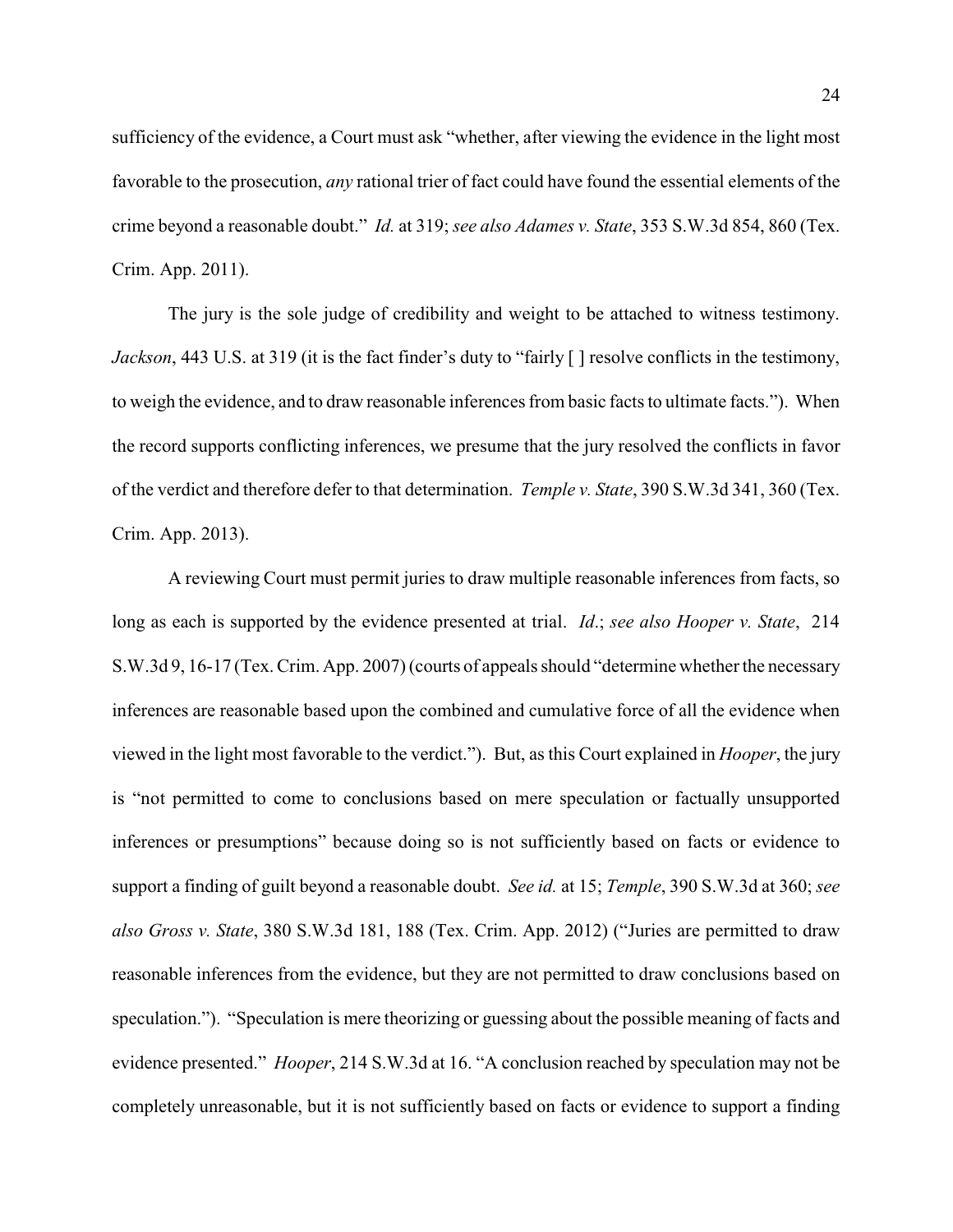sufficiency of the evidence, a Court must ask "whether, after viewing the evidence in the light most favorable to the prosecution, *any* rational trier of fact could have found the essential elements of the crime beyond a reasonable doubt." *Id.* at 319; *see also Adames v. State*, 353 S.W.3d 854, 860 (Tex. Crim. App. 2011).

The jury is the sole judge of credibility and weight to be attached to witness testimony. *Jackson*, 443 U.S. at 319 (it is the fact finder's duty to "fairly [ ] resolve conflicts in the testimony, to weigh the evidence, and to draw reasonable inferences from basic facts to ultimate facts."). When the record supports conflicting inferences, we presume that the jury resolved the conflicts in favor of the verdict and therefore defer to that determination. *Temple v. State*, 390 S.W.3d 341, 360 (Tex. Crim. App. 2013).

A reviewing Court must permit juries to draw multiple reasonable inferences from facts, so long as each is supported by the evidence presented at trial. *Id*.; *see also Hooper v. State*, 214 S.W.3d 9, 16-17 (Tex. Crim. App. 2007) (courts of appeals should "determine whether the necessary inferences are reasonable based upon the combined and cumulative force of all the evidence when viewed in the light most favorable to the verdict."). But, as this Court explained in *Hooper*, the jury is "not permitted to come to conclusions based on mere speculation or factually unsupported inferences or presumptions" because doing so is not sufficiently based on facts or evidence to support a finding of guilt beyond a reasonable doubt. *See id.* at 15; *Temple*, 390 S.W.3d at 360; *see also Gross v. State*, 380 S.W.3d 181, 188 (Tex. Crim. App. 2012) ("Juries are permitted to draw reasonable inferences from the evidence, but they are not permitted to draw conclusions based on speculation."). "Speculation is mere theorizing or guessing about the possible meaning of facts and evidence presented." *Hooper*, 214 S.W.3d at 16. "A conclusion reached by speculation may not be completely unreasonable, but it is not sufficiently based on facts or evidence to support a finding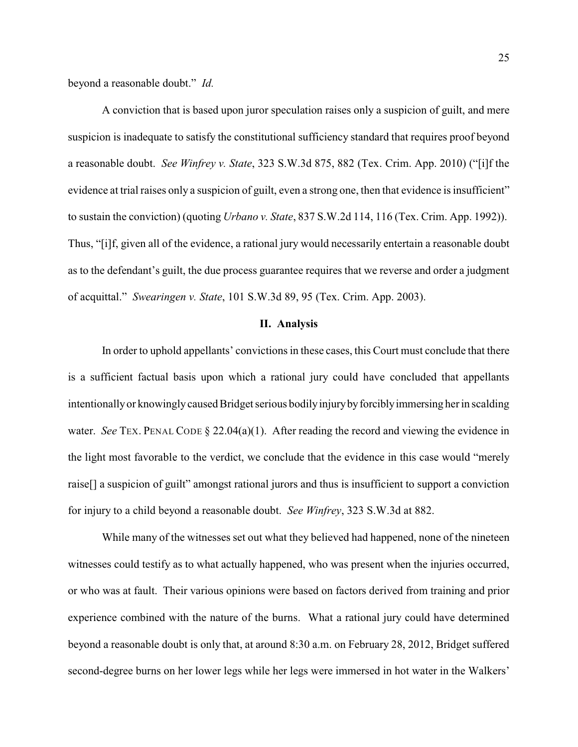beyond a reasonable doubt." *Id.*

A conviction that is based upon juror speculation raises only a suspicion of guilt, and mere suspicion is inadequate to satisfy the constitutional sufficiency standard that requires proof beyond a reasonable doubt. *See Winfrey v. State*, 323 S.W.3d 875, 882 (Tex. Crim. App. 2010) ("[i]f the evidence at trial raises only a suspicion of guilt, even a strong one, then that evidence is insufficient" to sustain the conviction) (quoting *Urbano v. State*, 837 S.W.2d 114, 116 (Tex. Crim. App. 1992)). Thus, "[i]f, given all of the evidence, a rational jury would necessarily entertain a reasonable doubt as to the defendant's guilt, the due process guarantee requires that we reverse and order a judgment of acquittal." *Swearingen v. State*, 101 S.W.3d 89, 95 (Tex. Crim. App. 2003).

## II. Analysis

In order to uphold appellants' convictions in these cases, this Court must conclude that there is a sufficient factual basis upon which a rational jury could have concluded that appellants intentionally or knowingly caused Bridget serious bodily injury by forcibly immersing her in scalding water. *See* TEX. PENAL CODE § 22.04(a)(1). After reading the record and viewing the evidence in the light most favorable to the verdict, we conclude that the evidence in this case would "merely raise[] a suspicion of guilt" amongst rational jurors and thus is insufficient to support a conviction for injury to a child beyond a reasonable doubt. *See Winfrey*, 323 S.W.3d at 882.

While many of the witnesses set out what they believed had happened, none of the nineteen witnesses could testify as to what actually happened, who was present when the injuries occurred, or who was at fault. Their various opinions were based on factors derived from training and prior experience combined with the nature of the burns. What a rational jury could have determined beyond a reasonable doubt is only that, at around 8:30 a.m. on February 28, 2012, Bridget suffered second-degree burns on her lower legs while her legs were immersed in hot water in the Walkers'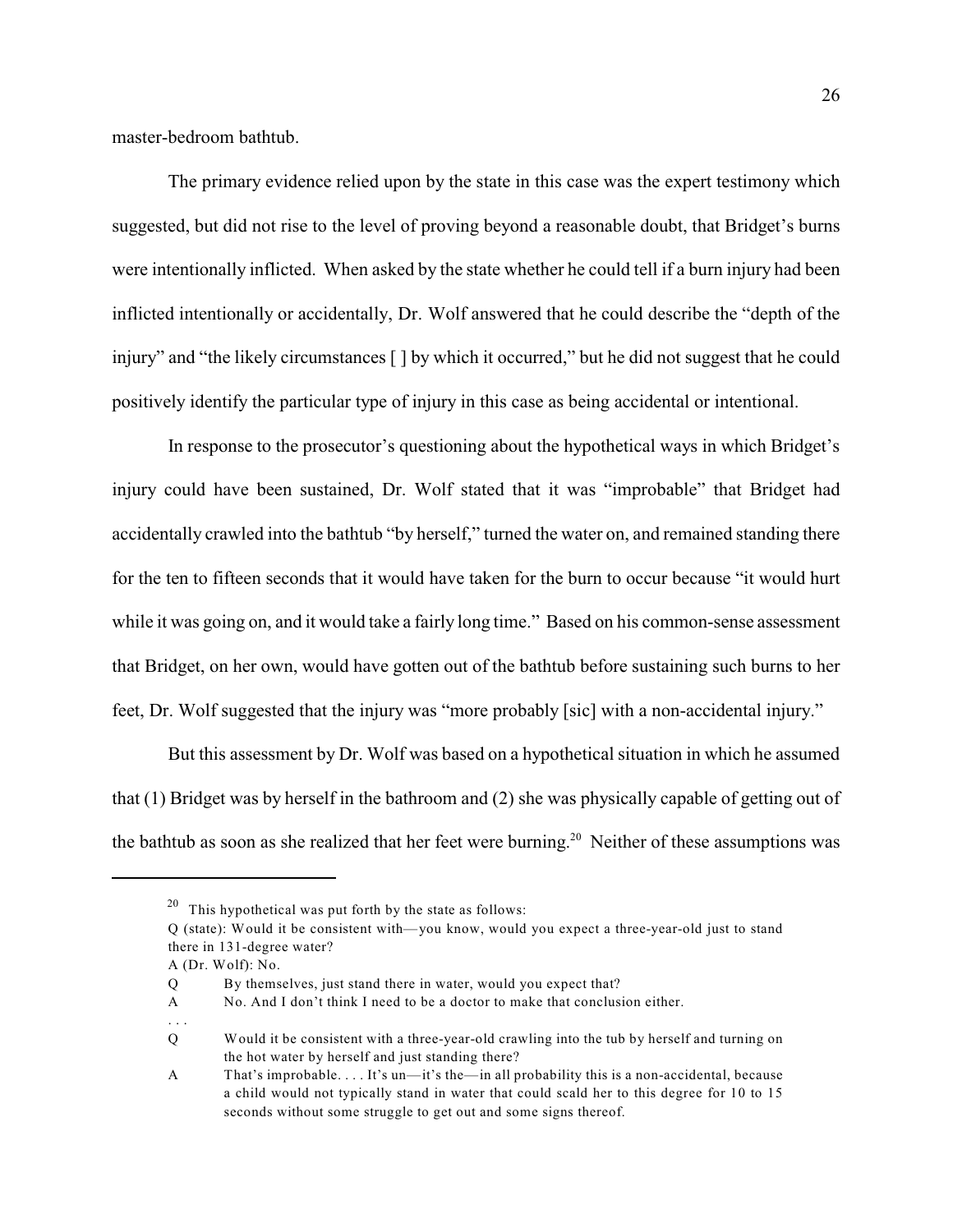master-bedroom bathtub.

The primary evidence relied upon by the state in this case was the expert testimony which suggested, but did not rise to the level of proving beyond a reasonable doubt, that Bridget's burns were intentionally inflicted. When asked by the state whether he could tell if a burn injury had been inflicted intentionally or accidentally, Dr. Wolf answered that he could describe the "depth of the injury" and "the likely circumstances [ ] by which it occurred," but he did not suggest that he could positively identify the particular type of injury in this case as being accidental or intentional.

In response to the prosecutor's questioning about the hypothetical ways in which Bridget's injury could have been sustained, Dr. Wolf stated that it was "improbable" that Bridget had accidentally crawled into the bathtub "by herself," turned the water on, and remained standing there for the ten to fifteen seconds that it would have taken for the burn to occur because "it would hurt while it was going on, and it would take a fairly long time." Based on his common-sense assessment that Bridget, on her own, would have gotten out of the bathtub before sustaining such burns to her feet, Dr. Wolf suggested that the injury was "more probably [sic] with a non-accidental injury."

But this assessment by Dr. Wolf was based on a hypothetical situation in which he assumed that (1) Bridget was by herself in the bathroom and (2) she was physically capable of getting out of the bathtub as soon as she realized that her feet were burning.[20] Neither of these assumptions was

---

[20] This hypothetical was put forth by the state as follows:

Q (state): Would it be consistent with—you know, would you expect a three-year-old just to stand there in 131-degree water?

A (Dr. Wolf): No.

Q By themselves, just stand there in water, would you expect that?

A No. And I don't think I need to be a doctor to make that conclusion either.

. . .

Q Would it be consistent with a three-year-old crawling into the tub by herself and turning on the hot water by herself and just standing there?

A That's improbable. . . . It's un—it's the—in all probability this is a non-accidental, because a child would not typically stand in water that could scald her to this degree for 10 to 15 seconds without some struggle to get out and some signs thereof.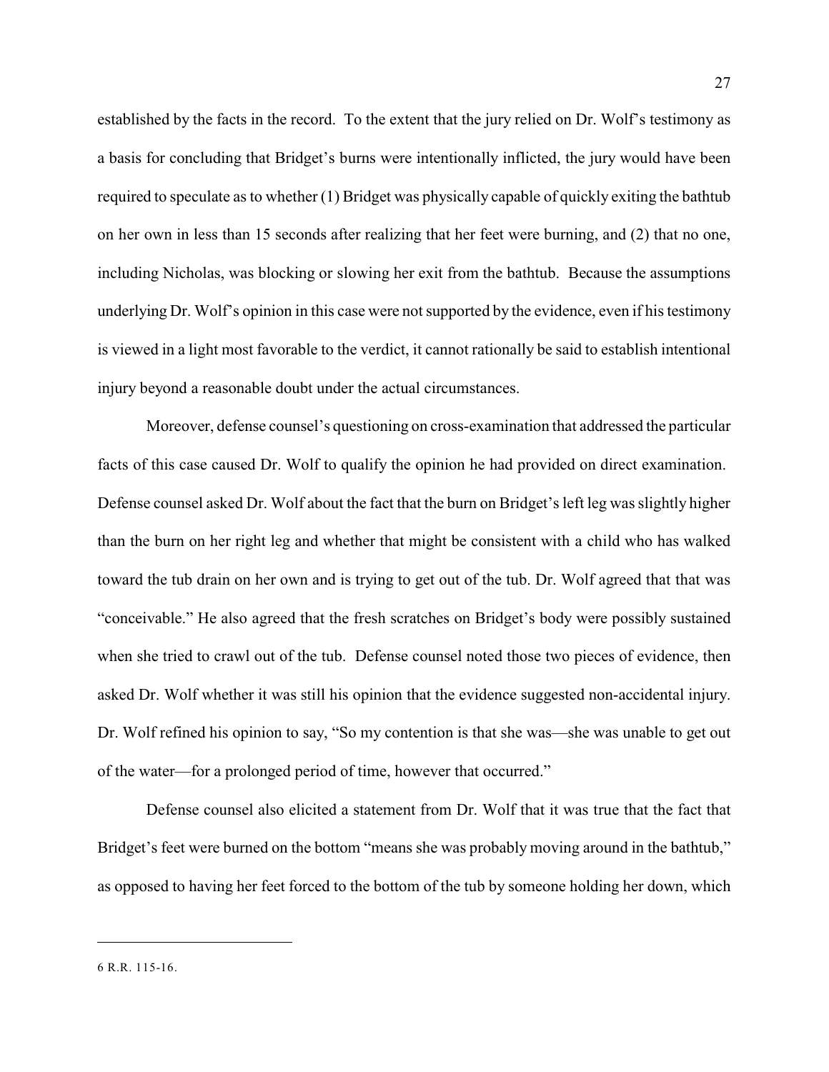established by the facts in the record. To the extent that the jury relied on Dr. Wolf's testimony as a basis for concluding that Bridget's burns were intentionally inflicted, the jury would have been required to speculate as to whether (1) Bridget was physically capable of quickly exiting the bathtub on her own in less than 15 seconds after realizing that her feet were burning, and (2) that no one, including Nicholas, was blocking or slowing her exit from the bathtub. Because the assumptions underlying Dr. Wolf's opinion in this case were not supported by the evidence, even if his testimony is viewed in a light most favorable to the verdict, it cannot rationally be said to establish intentional injury beyond a reasonable doubt under the actual circumstances.

Moreover, defense counsel's questioning on cross-examination that addressed the particular facts of this case caused Dr. Wolf to qualify the opinion he had provided on direct examination. Defense counsel asked Dr. Wolf about the fact that the burn on Bridget's left leg was slightly higher than the burn on her right leg and whether that might be consistent with a child who has walked toward the tub drain on her own and is trying to get out of the tub. Dr. Wolf agreed that that was "conceivable." He also agreed that the fresh scratches on Bridget's body were possibly sustained when she tried to crawl out of the tub. Defense counsel noted those two pieces of evidence, then asked Dr. Wolf whether it was still his opinion that the evidence suggested non-accidental injury. Dr. Wolf refined his opinion to say, "So my contention is that she was—she was unable to get out of the water—for a prolonged period of time, however that occurred."

Defense counsel also elicited a statement from Dr. Wolf that it was true that the fact that Bridget's feet were burned on the bottom "means she was probably moving around in the bathtub," as opposed to having her feet forced to the bottom of the tub by someone holding her down, which

---

6 R.R. 115-16.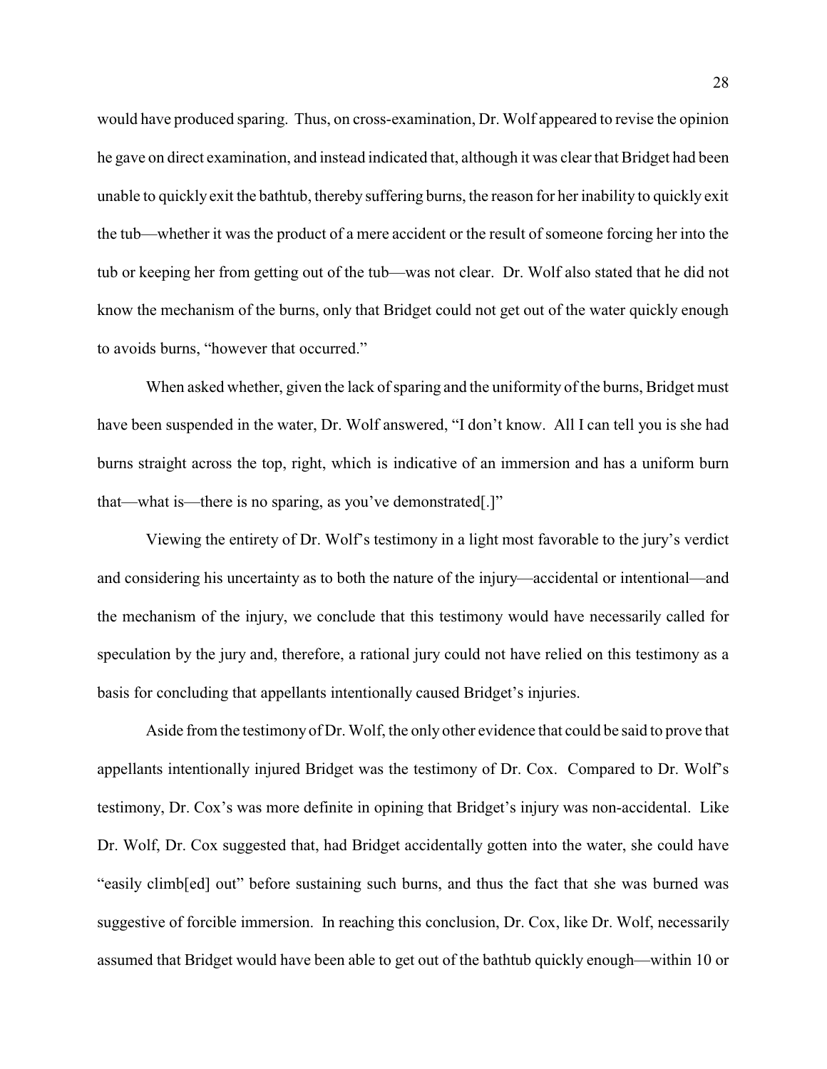would have produced sparing. Thus, on cross-examination, Dr. Wolf appeared to revise the opinion he gave on direct examination, and instead indicated that, although it was clear that Bridget had been unable to quickly exit the bathtub, thereby suffering burns, the reason for her inability to quickly exit the tub—whether it was the product of a mere accident or the result of someone forcing her into the tub or keeping her from getting out of the tub—was not clear. Dr. Wolf also stated that he did not know the mechanism of the burns, only that Bridget could not get out of the water quickly enough to avoids burns, "however that occurred."

When asked whether, given the lack of sparing and the uniformity of the burns, Bridget must have been suspended in the water, Dr. Wolf answered, "I don't know. All I can tell you is she had burns straight across the top, right, which is indicative of an immersion and has a uniform burn that—what is—there is no sparing, as you've demonstrated[.]"

Viewing the entirety of Dr. Wolf's testimony in a light most favorable to the jury's verdict and considering his uncertainty as to both the nature of the injury—accidental or intentional—and the mechanism of the injury, we conclude that this testimony would have necessarily called for speculation by the jury and, therefore, a rational jury could not have relied on this testimony as a basis for concluding that appellants intentionally caused Bridget's injuries.

Aside from the testimony of Dr. Wolf, the only other evidence that could be said to prove that appellants intentionally injured Bridget was the testimony of Dr. Cox. Compared to Dr. Wolf's testimony, Dr. Cox's was more definite in opining that Bridget's injury was non-accidental. Like Dr. Wolf, Dr. Cox suggested that, had Bridget accidentally gotten into the water, she could have "easily climb[ed] out" before sustaining such burns, and thus the fact that she was burned was suggestive of forcible immersion. In reaching this conclusion, Dr. Cox, like Dr. Wolf, necessarily assumed that Bridget would have been able to get out of the bathtub quickly enough—within 10 or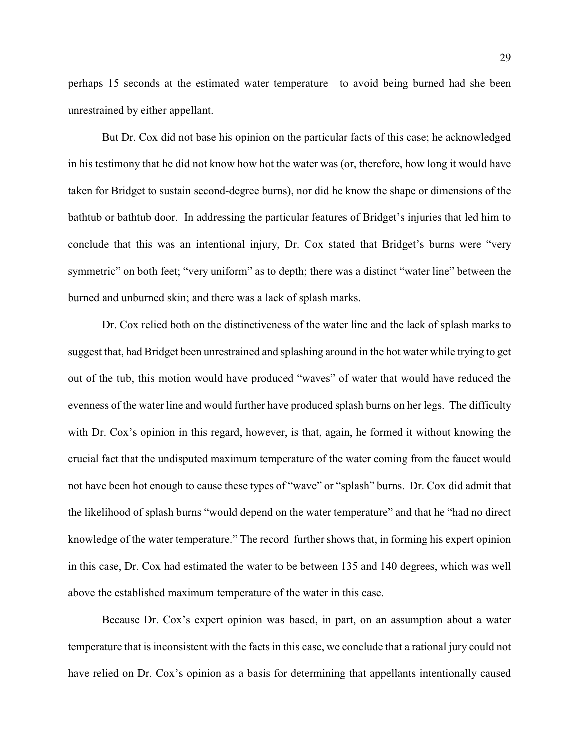perhaps 15 seconds at the estimated water temperature—to avoid being burned had she been unrestrained by either appellant.

But Dr. Cox did not base his opinion on the particular facts of this case; he acknowledged in his testimony that he did not know how hot the water was (or, therefore, how long it would have taken for Bridget to sustain second-degree burns), nor did he know the shape or dimensions of the bathtub or bathtub door. In addressing the particular features of Bridget's injuries that led him to conclude that this was an intentional injury, Dr. Cox stated that Bridget's burns were "very symmetric" on both feet; "very uniform" as to depth; there was a distinct "water line" between the burned and unburned skin; and there was a lack of splash marks.

Dr. Cox relied both on the distinctiveness of the water line and the lack of splash marks to suggest that, had Bridget been unrestrained and splashing around in the hot water while trying to get out of the tub, this motion would have produced "waves" of water that would have reduced the evenness of the water line and would further have produced splash burns on her legs. The difficulty with Dr. Cox's opinion in this regard, however, is that, again, he formed it without knowing the crucial fact that the undisputed maximum temperature of the water coming from the faucet would not have been hot enough to cause these types of "wave" or "splash" burns. Dr. Cox did admit that the likelihood of splash burns "would depend on the water temperature" and that he "had no direct knowledge of the water temperature." The record further shows that, in forming his expert opinion in this case, Dr. Cox had estimated the water to be between 135 and 140 degrees, which was well above the established maximum temperature of the water in this case.

Because Dr. Cox's expert opinion was based, in part, on an assumption about a water temperature that is inconsistent with the facts in this case, we conclude that a rational jury could not have relied on Dr. Cox's opinion as a basis for determining that appellants intentionally caused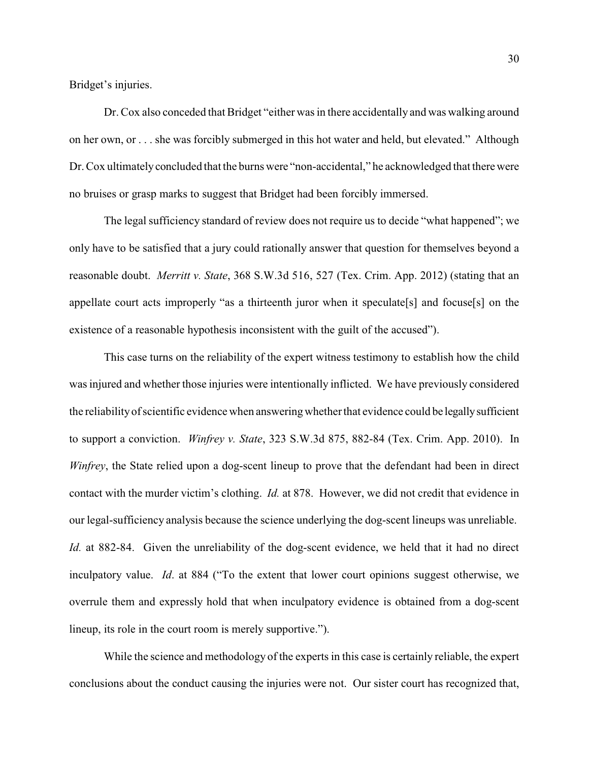Bridget's injuries.

Dr. Cox also conceded that Bridget "either was in there accidentally and was walking around on her own, or . . . she was forcibly submerged in this hot water and held, but elevated." Although Dr. Cox ultimately concluded that the burns were "non-accidental," he acknowledged that there were no bruises or grasp marks to suggest that Bridget had been forcibly immersed.

The legal sufficiency standard of review does not require us to decide "what happened"; we only have to be satisfied that a jury could rationally answer that question for themselves beyond a reasonable doubt. *Merritt v. State*, 368 S.W.3d 516, 527 (Tex. Crim. App. 2012) (stating that an appellate court acts improperly "as a thirteenth juror when it speculate[s] and focuse[s] on the existence of a reasonable hypothesis inconsistent with the guilt of the accused").

This case turns on the reliability of the expert witness testimony to establish how the child was injured and whether those injuries were intentionally inflicted. We have previously considered the reliability of scientific evidence when answering whether that evidence could be legally sufficient to support a conviction. *Winfrey v. State*, 323 S.W.3d 875, 882-84 (Tex. Crim. App. 2010). In *Winfrey*, the State relied upon a dog-scent lineup to prove that the defendant had been in direct contact with the murder victim's clothing. *Id.* at 878. However, we did not credit that evidence in our legal-sufficiency analysis because the science underlying the dog-scent lineups was unreliable. *Id.* at 882-84. Given the unreliability of the dog-scent evidence, we held that it had no direct inculpatory value. *Id*. at 884 ("To the extent that lower court opinions suggest otherwise, we overrule them and expressly hold that when inculpatory evidence is obtained from a dog-scent lineup, its role in the court room is merely supportive.").

While the science and methodology of the experts in this case is certainly reliable, the expert conclusions about the conduct causing the injuries were not. Our sister court has recognized that,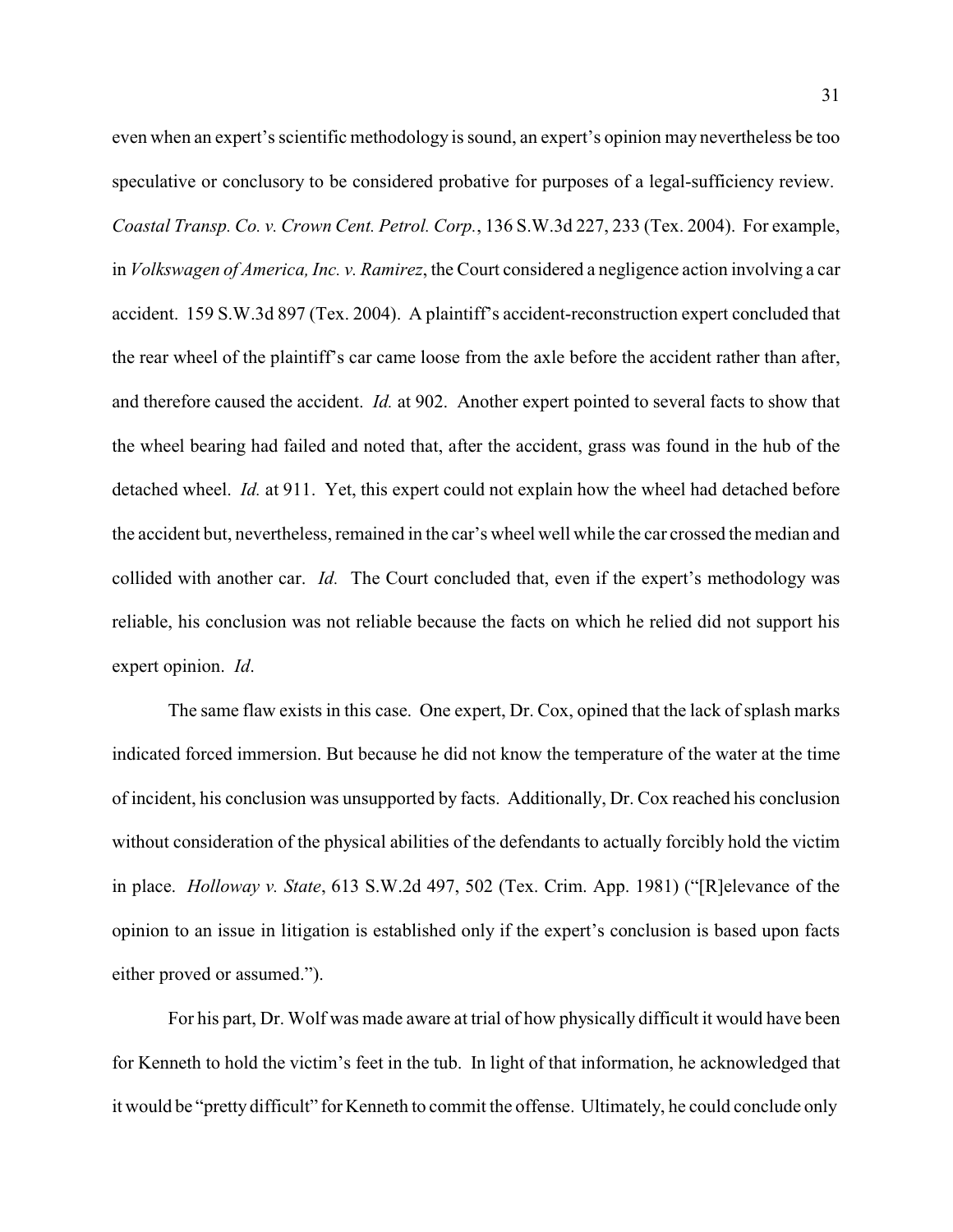even when an expert's scientific methodology is sound, an expert's opinion may nevertheless be too speculative or conclusory to be considered probative for purposes of a legal-sufficiency review. *Coastal Transp. Co. v. Crown Cent. Petrol. Corp.*, 136 S.W.3d 227, 233 (Tex. 2004). For example, in *Volkswagen of America, Inc. v. Ramirez*, the Court considered a negligence action involving a car accident. 159 S.W.3d 897 (Tex. 2004). A plaintiff's accident-reconstruction expert concluded that the rear wheel of the plaintiff's car came loose from the axle before the accident rather than after, and therefore caused the accident. *Id.* at 902. Another expert pointed to several facts to show that the wheel bearing had failed and noted that, after the accident, grass was found in the hub of the detached wheel. *Id.* at 911. Yet, this expert could not explain how the wheel had detached before the accident but, nevertheless, remained in the car's wheel well while the car crossed the median and collided with another car. *Id.* The Court concluded that, even if the expert's methodology was reliable, his conclusion was not reliable because the facts on which he relied did not support his expert opinion. *Id*.

The same flaw exists in this case. One expert, Dr. Cox, opined that the lack of splash marks indicated forced immersion. But because he did not know the temperature of the water at the time of incident, his conclusion was unsupported by facts. Additionally, Dr. Cox reached his conclusion without consideration of the physical abilities of the defendants to actually forcibly hold the victim in place. *Holloway v. State*, 613 S.W.2d 497, 502 (Tex. Crim. App. 1981) ("[R]elevance of the opinion to an issue in litigation is established only if the expert's conclusion is based upon facts either proved or assumed.").

For his part, Dr. Wolf was made aware at trial of how physically difficult it would have been for Kenneth to hold the victim's feet in the tub. In light of that information, he acknowledged that it would be "pretty difficult" for Kenneth to commit the offense. Ultimately, he could conclude only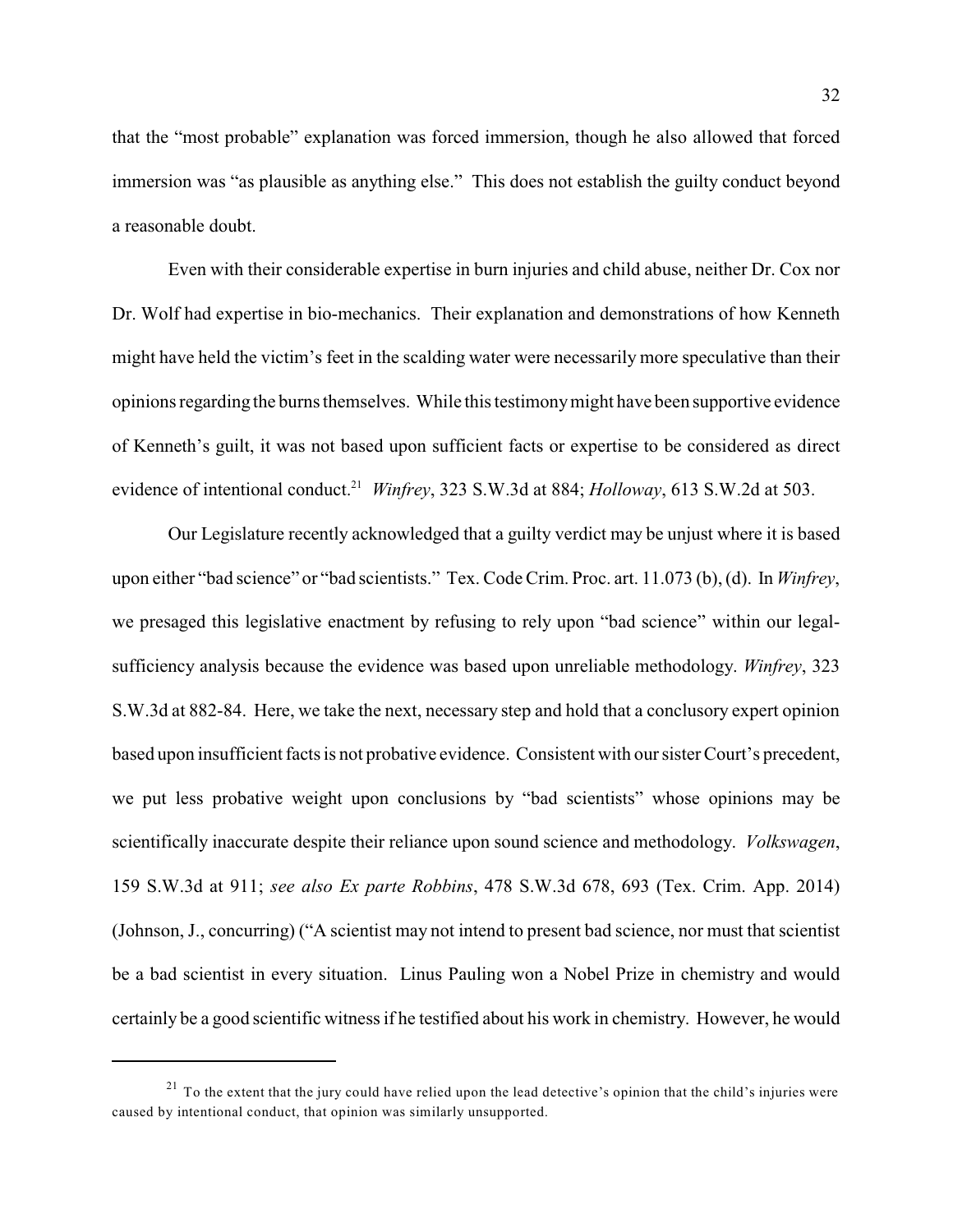that the "most probable" explanation was forced immersion, though he also allowed that forced immersion was "as plausible as anything else." This does not establish the guilty conduct beyond a reasonable doubt.

Even with their considerable expertise in burn injuries and child abuse, neither Dr. Cox nor Dr. Wolf had expertise in bio-mechanics. Their explanation and demonstrations of how Kenneth might have held the victim's feet in the scalding water were necessarily more speculative than their opinions regarding the burns themselves. While this testimony might have been supportive evidence of Kenneth's guilt, it was not based upon sufficient facts or expertise to be considered as direct evidence of intentional conduct.[21] *Winfrey*, 323 S.W.3d at 884; *Holloway*, 613 S.W.2d at 503.

Our Legislature recently acknowledged that a guilty verdict may be unjust where it is based upon either "bad science" or "bad scientists." Tex. Code Crim. Proc. art. 11.073 (b), (d). In *Winfrey*, we presaged this legislative enactment by refusing to rely upon "bad science" within our legal-sufficiency analysis because the evidence was based upon unreliable methodology. *Winfrey*, 323 S.W.3d at 882-84. Here, we take the next, necessary step and hold that a conclusory expert opinion based upon insufficient facts is not probative evidence. Consistent with our sister Court's precedent, we put less probative weight upon conclusions by "bad scientists" whose opinions may be scientifically inaccurate despite their reliance upon sound science and methodology. *Volkswagen*, 159 S.W.3d at 911; *see also Ex parte Robbins*, 478 S.W.3d 678, 693 (Tex. Crim. App. 2014) (Johnson, J., concurring) ("A scientist may not intend to present bad science, nor must that scientist be a bad scientist in every situation. Linus Pauling won a Nobel Prize in chemistry and would certainly be a good scientific witness if he testified about his work in chemistry. However, he would

---

[21] To the extent that the jury could have relied upon the lead detective's opinion that the child's injuries were caused by intentional conduct, that opinion was similarly unsupported.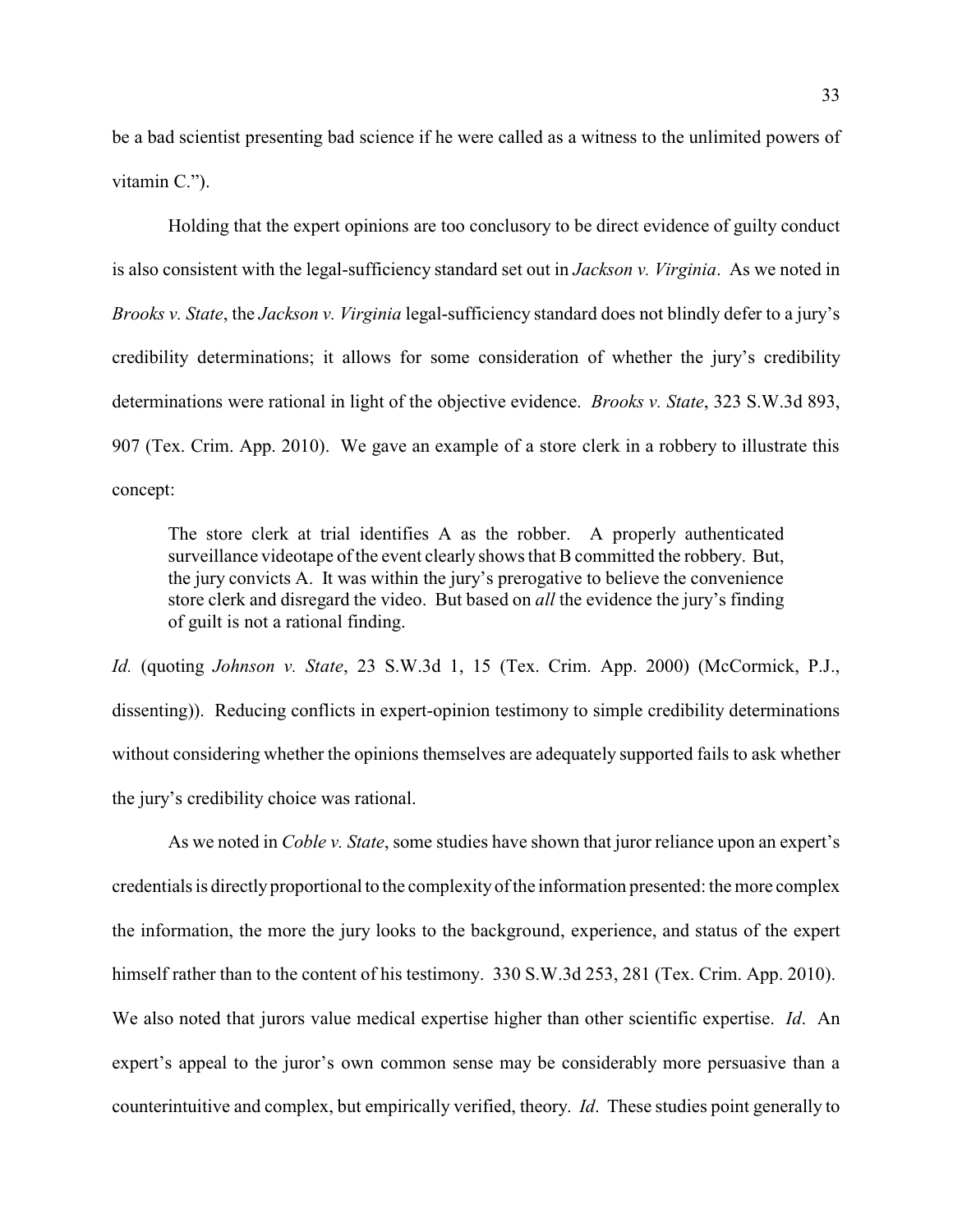be a bad scientist presenting bad science if he were called as a witness to the unlimited powers of vitamin C.").

Holding that the expert opinions are too conclusory to be direct evidence of guilty conduct is also consistent with the legal-sufficiency standard set out in *Jackson v. Virginia*. As we noted in *Brooks v. State*, the *Jackson v. Virginia* legal-sufficiency standard does not blindly defer to a jury's credibility determinations; it allows for some consideration of whether the jury's credibility determinations were rational in light of the objective evidence. *Brooks v. State*, 323 S.W.3d 893, 907 (Tex. Crim. App. 2010). We gave an example of a store clerk in a robbery to illustrate this concept:

> The store clerk at trial identifies A as the robber. A properly authenticated surveillance videotape of the event clearly shows that B committed the robbery. But, the jury convicts A. It was within the jury's prerogative to believe the convenience store clerk and disregard the video. But based on *all* the evidence the jury's finding of guilt is not a rational finding.

*Id.* (quoting *Johnson v. State*, 23 S.W.3d 1, 15 (Tex. Crim. App. 2000) (McCormick, P.J., dissenting)). Reducing conflicts in expert-opinion testimony to simple credibility determinations without considering whether the opinions themselves are adequately supported fails to ask whether the jury's credibility choice was rational.

As we noted in *Coble v. State*, some studies have shown that juror reliance upon an expert's credentials is directly proportional to the complexity of the information presented: the more complex the information, the more the jury looks to the background, experience, and status of the expert himself rather than to the content of his testimony. 330 S.W.3d 253, 281 (Tex. Crim. App. 2010). We also noted that jurors value medical expertise higher than other scientific expertise. *Id*. An expert's appeal to the juror's own common sense may be considerably more persuasive than a counterintuitive and complex, but empirically verified, theory. *Id*. These studies point generally to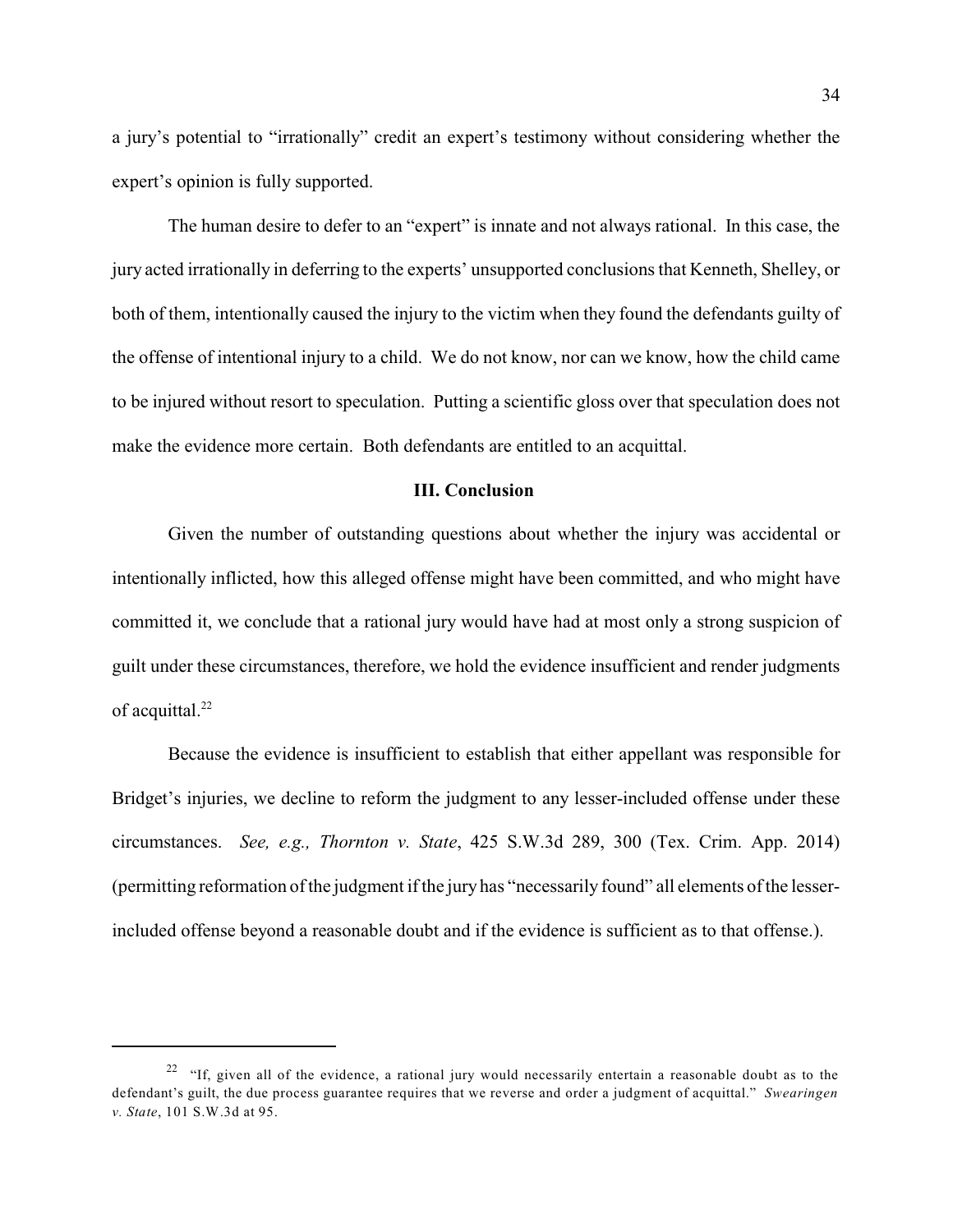a jury's potential to "irrationally" credit an expert's testimony without considering whether the expert's opinion is fully supported.

The human desire to defer to an "expert" is innate and not always rational. In this case, the jury acted irrationally in deferring to the experts' unsupported conclusions that Kenneth, Shelley, or both of them, intentionally caused the injury to the victim when they found the defendants guilty of the offense of intentional injury to a child. We do not know, nor can we know, how the child came to be injured without resort to speculation. Putting a scientific gloss over that speculation does not make the evidence more certain. Both defendants are entitled to an acquittal.

## III. Conclusion

Given the number of outstanding questions about whether the injury was accidental or intentionally inflicted, how this alleged offense might have been committed, and who might have committed it, we conclude that a rational jury would have had at most only a strong suspicion of guilt under these circumstances, therefore, we hold the evidence insufficient and render judgments of acquittal.[22]

Because the evidence is insufficient to establish that either appellant was responsible for Bridget's injuries, we decline to reform the judgment to any lesser-included offense under these circumstances. *See, e.g., Thornton v. State*, 425 S.W.3d 289, 300 (Tex. Crim. App. 2014) (permitting reformation of the judgment if the jury has "necessarily found" all elements of the lesser-included offense beyond a reasonable doubt and if the evidence is sufficient as to that offense.).

---

[22] "If, given all of the evidence, a rational jury would necessarily entertain a reasonable doubt as to the defendant's guilt, the due process guarantee requires that we reverse and order a judgment of acquittal." *Swearingen v. State*, 101 S.W.3d at 95.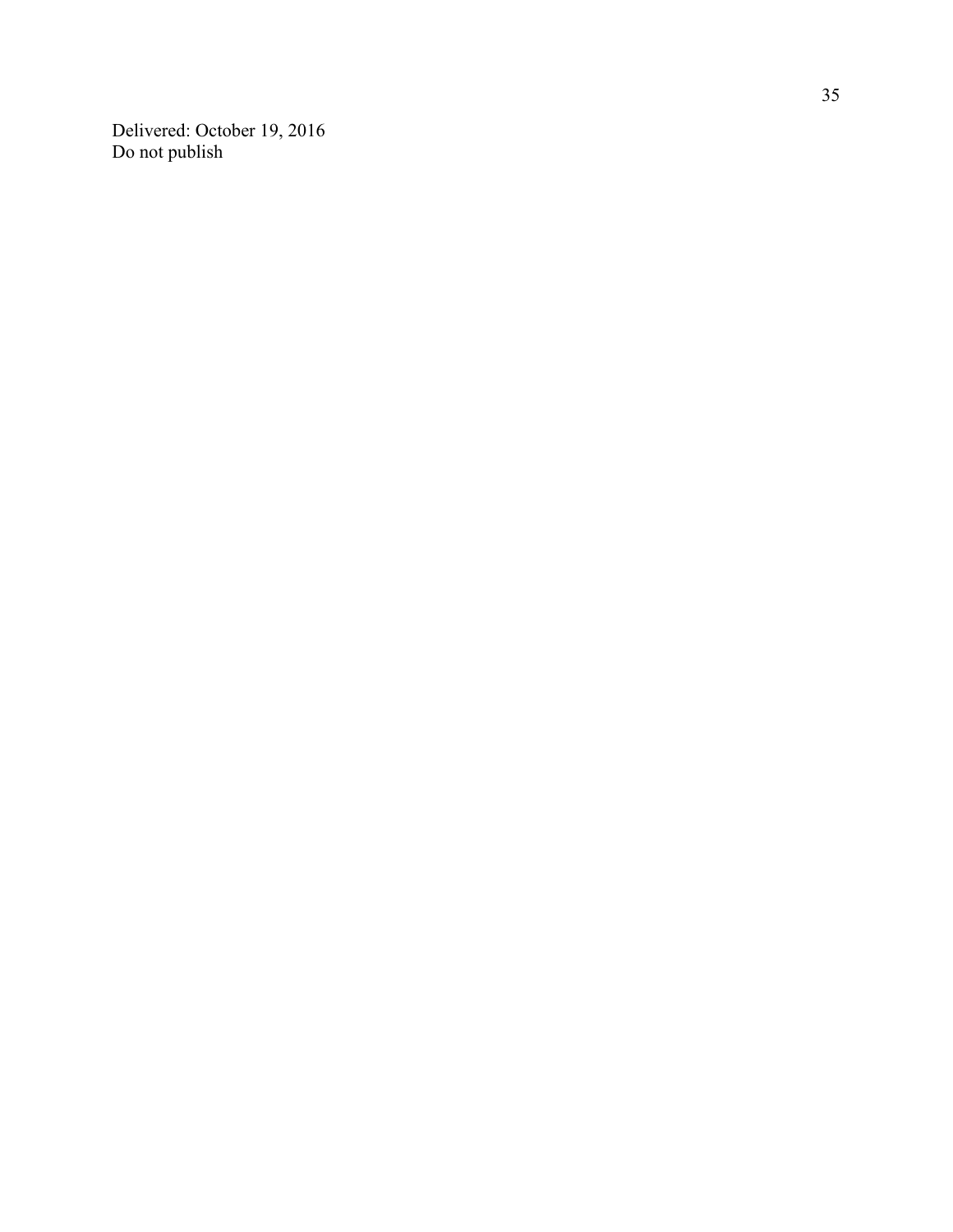Delivered: October 19, 2016
Do not publish